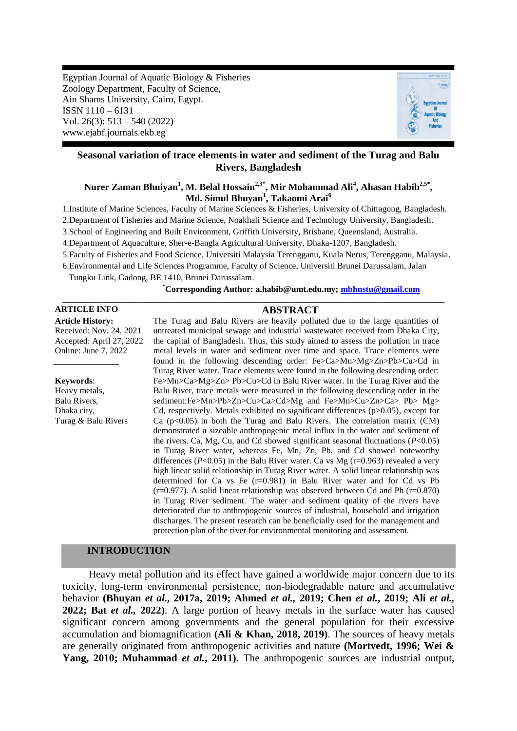Egyptian Journal of Aquatic Biology & Fisheries
Zoology Department, Faculty of Science,
Ain Shams University, Cairo, Egypt.
ISSN 1110 – 6131
Vol. 26(3): 513 – 540 (2022)
www.ejabf.journals.ekb.eg

# Seasonal variation of trace elements in water and sediment of the Turag and Balu Rivers, Bangladesh

**Nurer Zaman Bhuiyan[1], M. Belal Hossain[2,3*], Mir Mohammad Ali[4], Ahasan Habib[2,5*], Md. Simul Bhuyan[1], Takaomi Arai[6]**

1. Institute of Marine Sciences, Faculty of Marine Sciences & Fisheries, University of Chittagong, Bangladesh.
2. Department of Fisheries and Marine Science, Noakhali Science and Technology University, Bangladesh.
3. School of Engineering and Built Environment, Griffith University, Brisbane, Queensland, Australia.
4. Department of Aquaculture, Sher-e-Bangla Agricultural University, Dhaka-1207, Bangladesh.
5. Faculty of Fisheries and Food Science, Universiti Malaysia Terengganu, Kuala Nerus, Terengganu, Malaysia.
6. Environmental and Life Sciences Programme, Faculty of Science, Universiti Brunei Darussalam, Jalan Tungku Link, Gadong, BE 1410, Brunei Darussalam.

**\*Corresponding Author: a.habib@umt.edu.my; mbhnstu@gmail.com**

---

**ARTICLE INFO**

**Article History:**
Received: Nov. 24, 2021
Accepted: April 27, 2022
Online: June 7, 2022

**Keywords**:
Heavy metals,
Balu Rivers,
Dhaka city,
Turag & Balu Rivers

## ABSTRACT

The Turag and Balu Rivers are heavily polluted due to the large quantities of untreated municipal sewage and industrial wastewater received from Dhaka City, the capital of Bangladesh. Thus, this study aimed to assess the pollution in trace metal levels in water and sediment over time and space. Trace elements were found in the following descending order: Fe>Ca>Mn>Mg>Zn>Pb>Cu>Cd in Turag River water. Trace elements were found in the following descending order: Fe>Mn>Ca>Mg>Zn> Pb>Cu>Cd in Balu River water. In the Turag River and the Balu River, trace metals were measured in the following descending order in the sediment:Fe>Mn>Pb>Zn>Cu>Ca>Cd>Mg and Fe>Mn>Cu>Zn>Ca> Pb> Mg> Cd, respectively. Metals exhibited no significant differences ($p>0.05$), except for Ca ($p<0.05$) in both the Turag and Balu Rivers. The correlation matrix (CM) demonstrated a sizeable anthropogenic metal influx in the water and sediment of the rivers. Ca, Mg, Cu, and Cd showed significant seasonal fluctuations ($P<0.05$) in Turag River water, whereas Fe, Mn, Zn, Pb, and Cd showed noteworthy differences ($P<0.05$) in the Balu River water. Ca vs Mg ($r=0.963$) revealed a very high linear solid relationship in Turag River water. A solid linear relationship was determined for Ca vs Fe ($r=0.981$) in Balu River water and for Cd vs Pb ($r=0.977$). A solid linear relationship was observed between Cd and Pb ($r=0.870$) in Turag River sediment. The water and sediment quality of the rivers have deteriorated due to anthropogenic sources of industrial, household and irrigation discharges. The present research can be beneficially used for the management and protection plan of the river for environmental monitoring and assessment.

## INTRODUCTION

Heavy metal pollution and its effect have gained a worldwide major concern due to its toxicity, long-term environmental persistence, non-biodegradable nature and accumulative behavior **(Bhuyan *et al.*, 2017a, 2019; Ahmed *et al.*, 2019; Chen *et al.*, 2019; Ali *et al.*, 2022; Bat *et al.*, 2022)**. A large portion of heavy metals in the surface water has caused significant concern among governments and the general population for their excessive accumulation and biomagnification **(Ali & Khan, 2018, 2019)**. The sources of heavy metals are generally originated from anthropogenic activities and nature **(Mortvedt, 1996; Wei & Yang, 2010; Muhammad *et al.*, 2011)**. The anthropogenic sources are industrial output,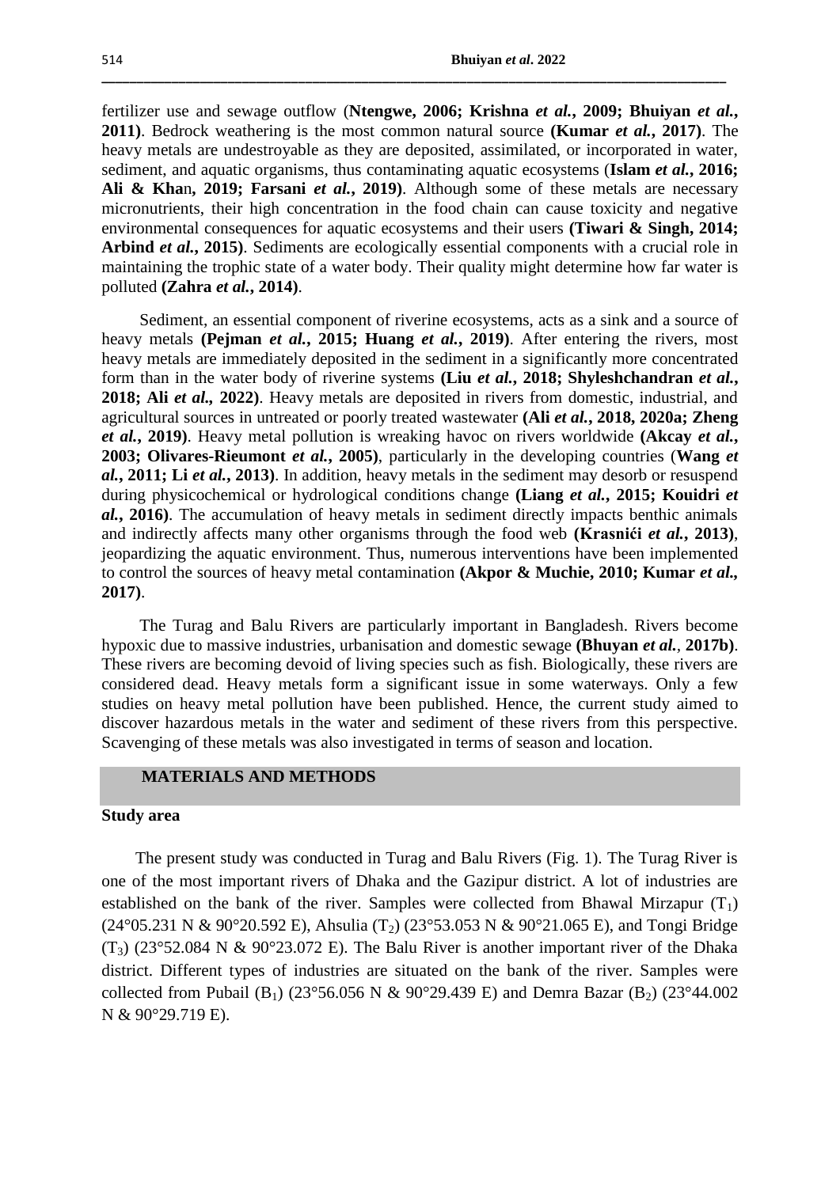fertilizer use and sewage outflow (**Ntengwe, 2006; Krishna *et al.*, 2009; Bhuiyan *et al.*, 2011)**. Bedrock weathering is the most common natural source **(Kumar *et al.*, 2017)**. The heavy metals are undestroyable as they are deposited, assimilated, or incorporated in water, sediment, and aquatic organisms, thus contaminating aquatic ecosystems (**Islam *et al.*, 2016; Ali & Khan, 2019; Farsani *et al.*, 2019)**. Although some of these metals are necessary micronutrients, their high concentration in the food chain can cause toxicity and negative environmental consequences for aquatic ecosystems and their users **(Tiwari & Singh, 2014; Arbind *et al.*, 2015)**. Sediments are ecologically essential components with a crucial role in maintaining the trophic state of a water body. Their quality might determine how far water is polluted **(Zahra *et al.*, 2014)**.

Sediment, an essential component of riverine ecosystems, acts as a sink and a source of heavy metals **(Pejman *et al.*, 2015; Huang *et al.*, 2019)**. After entering the rivers, most heavy metals are immediately deposited in the sediment in a significantly more concentrated form than in the water body of riverine systems **(Liu *et al.*, 2018; Shyleshchandran *et al.*, 2018; Ali *et al.*, 2022)**. Heavy metals are deposited in rivers from domestic, industrial, and agricultural sources in untreated or poorly treated wastewater **(Ali *et al.*, 2018, 2020a; Zheng *et al.*, 2019)**. Heavy metal pollution is wreaking havoc on rivers worldwide **(Akcay *et al.*, 2003; Olivares-Rieumont *et al.*, 2005)**, particularly in the developing countries (**Wang *et al.*, 2011; Li *et al.*, 2013)**. In addition, heavy metals in the sediment may desorb or resuspend during physicochemical or hydrological conditions change **(Liang *et al.*, 2015; Kouidri *et al.*, 2016)**. The accumulation of heavy metals in sediment directly impacts benthic animals and indirectly affects many other organisms through the food web **(Krasnići *et al.*, 2013)**, jeopardizing the aquatic environment. Thus, numerous interventions have been implemented to control the sources of heavy metal contamination **(Akpor & Muchie, 2010; Kumar *et al.*, 2017)**.

The Turag and Balu Rivers are particularly important in Bangladesh. Rivers become hypoxic due to massive industries, urbanisation and domestic sewage **(Bhuyan *et al.*, 2017b)**. These rivers are becoming devoid of living species such as fish. Biologically, these rivers are considered dead. Heavy metals form a significant issue in some waterways. Only a few studies on heavy metal pollution have been published. Hence, the current study aimed to discover hazardous metals in the water and sediment of these rivers from this perspective. Scavenging of these metals was also investigated in terms of season and location.

## MATERIALS AND METHODS

### Study area

The present study was conducted in Turag and Balu Rivers (Fig. 1). The Turag River is one of the most important rivers of Dhaka and the Gazipur district. A lot of industries are established on the bank of the river. Samples were collected from Bhawal Mirzapur ($T_1$) (24°05.231 N & 90°20.592 E), Ahsulia ($T_2$) (23°53.053 N & 90°21.065 E), and Tongi Bridge ($T_3$) (23°52.084 N & 90°23.072 E). The Balu River is another important river of the Dhaka district. Different types of industries are situated on the bank of the river. Samples were collected from Pubail ($B_1$) (23°56.056 N & 90°29.439 E) and Demra Bazar ($B_2$) (23°44.002 N & 90°29.719 E).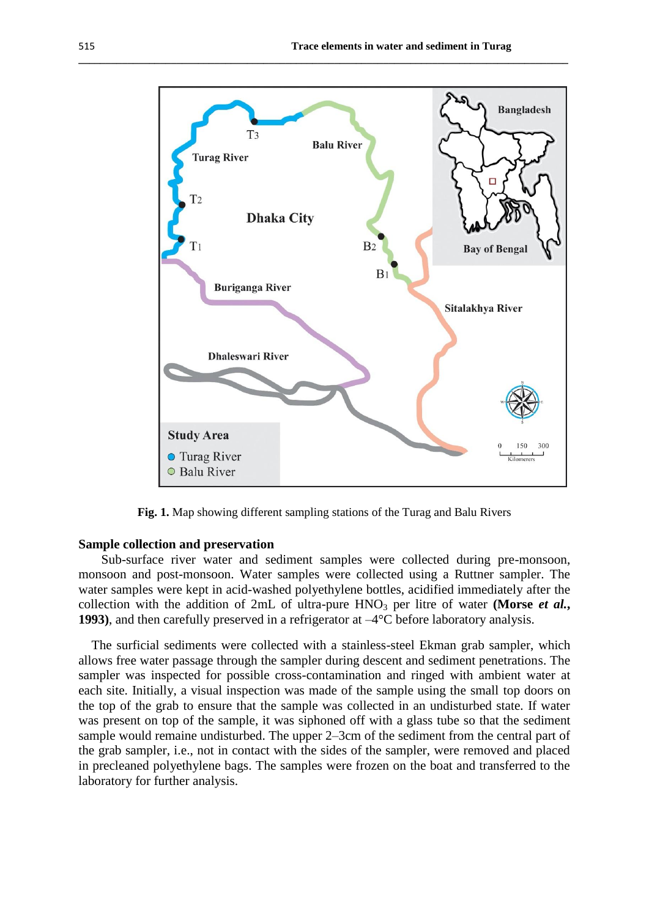Fig. 1. Map showing different sampling stations of the Turag and Balu Rivers

### Sample collection and preservation

Sub-surface river water and sediment samples were collected during pre-monsoon, monsoon and post-monsoon. Water samples were collected using a Ruttner sampler. The water samples were kept in acid-washed polyethylene bottles, acidified immediately after the collection with the addition of 2mL of ultra-pure $HNO_3$ per litre of water **(Morse *et al.*, 1993)**, and then carefully preserved in a refrigerator at –4°C before laboratory analysis.

The surficial sediments were collected with a stainless-steel Ekman grab sampler, which allows free water passage through the sampler during descent and sediment penetrations. The sampler was inspected for possible cross-contamination and ringed with ambient water at each site. Initially, a visual inspection was made of the sample using the small top doors on the top of the grab to ensure that the sample was collected in an undisturbed state. If water was present on top of the sample, it was siphoned off with a glass tube so that the sediment sample would remaine undisturbed. The upper 2–3cm of the sediment from the central part of the grab sampler, i.e., not in contact with the sides of the sampler, were removed and placed in precleaned polyethylene bags. The samples were frozen on the boat and transferred to the laboratory for further analysis.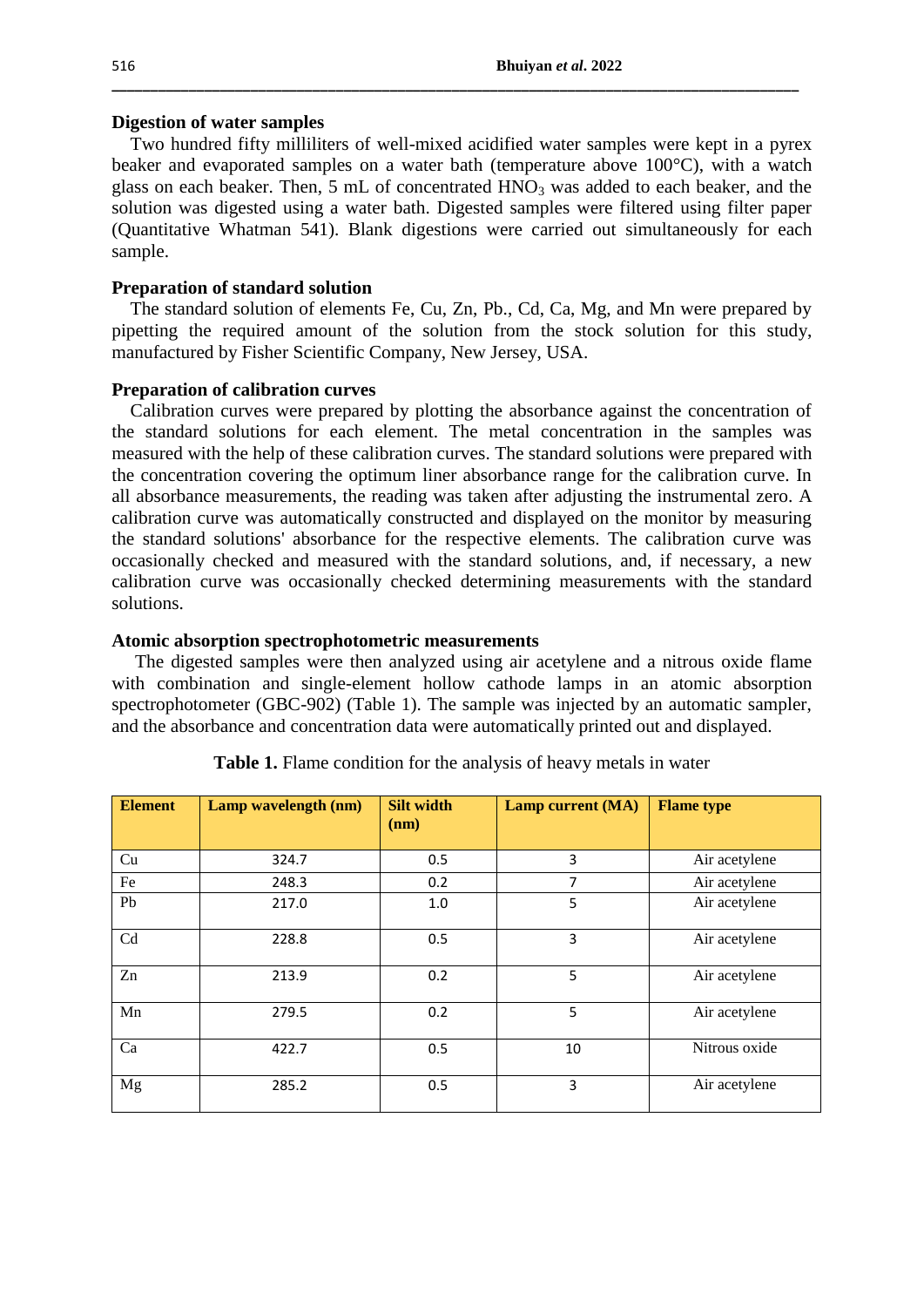### Digestion of water samples

Two hundred fifty milliliters of well-mixed acidified water samples were kept in a pyrex beaker and evaporated samples on a water bath (temperature above 100°C), with a watch glass on each beaker. Then, 5 mL of concentrated $HNO_3$ was added to each beaker, and the solution was digested using a water bath. Digested samples were filtered using filter paper (Quantitative Whatman 541). Blank digestions were carried out simultaneously for each sample.

### Preparation of standard solution

The standard solution of elements Fe, Cu, Zn, Pb., Cd, Ca, Mg, and Mn were prepared by pipetting the required amount of the solution from the stock solution for this study, manufactured by Fisher Scientific Company, New Jersey, USA.

### Preparation of calibration curves

Calibration curves were prepared by plotting the absorbance against the concentration of the standard solutions for each element. The metal concentration in the samples was measured with the help of these calibration curves. The standard solutions were prepared with the concentration covering the optimum liner absorbance range for the calibration curve. In all absorbance measurements, the reading was taken after adjusting the instrumental zero. A calibration curve was automatically constructed and displayed on the monitor by measuring the standard solutions' absorbance for the respective elements. The calibration curve was occasionally checked and measured with the standard solutions, and, if necessary, a new calibration curve was occasionally checked determining measurements with the standard solutions.

### Atomic absorption spectrophotometric measurements

The digested samples were then analyzed using air acetylene and a nitrous oxide flame with combination and single-element hollow cathode lamps in an atomic absorption spectrophotometer (GBC-902) (Table 1). The sample was injected by an automatic sampler, and the absorbance and concentration data were automatically printed out and displayed.

**Table 1.** Flame condition for the analysis of heavy metals in water

| Element | Lamp wavelength (nm) | Silt width (nm) | Lamp current (MA) | Flame type |
|---|---|---|---|---|
| Cu | 324.7 | 0.5 | 3 | Air acetylene |
| Fe | 248.3 | 0.2 | 7 | Air acetylene |
| Pb | 217.0 | 1.0 | 5 | Air acetylene |
| Cd | 228.8 | 0.5 | 3 | Air acetylene |
| Zn | 213.9 | 0.2 | 5 | Air acetylene |
| Mn | 279.5 | 0.2 | 5 | Air acetylene |
| Ca | 422.7 | 0.5 | 10 | Nitrous oxide |
| Mg | 285.2 | 0.5 | 3 | Air acetylene |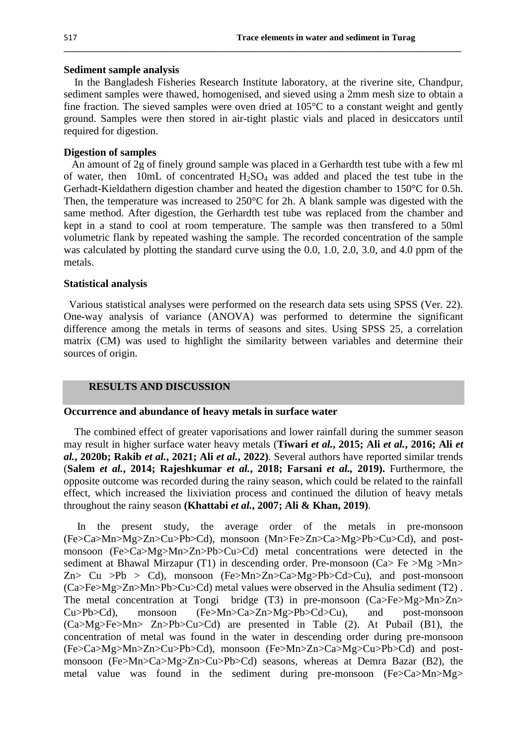**Sediment sample analysis**

In the Bangladesh Fisheries Research Institute laboratory, at the riverine site, Chandpur, sediment samples were thawed, homogenised, and sieved using a 2mm mesh size to obtain a fine fraction. The sieved samples were oven dried at 105°C to a constant weight and gently ground. Samples were then stored in air-tight plastic vials and placed in desiccators until required for digestion.

**Digestion of samples**

An amount of 2g of finely ground sample was placed in a Gerhardth test tube with a few ml of water, then 10mL of concentrated $H_2SO_4$ was added and placed the test tube in the Gerhadt-Kieldathern digestion chamber and heated the digestion chamber to 150°C for 0.5h. Then, the temperature was increased to 250°C for 2h. A blank sample was digested with the same method. After digestion, the Gerhardth test tube was replaced from the chamber and kept in a stand to cool at room temperature. The sample was then transfered to a 50ml volumetric flank by repeated washing the sample. The recorded concentration of the sample was calculated by plotting the standard curve using the 0.0, 1.0, 2.0, 3.0, and 4.0 ppm of the metals.

**Statistical analysis**

Various statistical analyses were performed on the research data sets using SPSS (Ver. 22). One-way analysis of variance (ANOVA) was performed to determine the significant difference among the metals in terms of seasons and sites. Using SPSS 25, a correlation matrix (CM) was used to highlight the similarity between variables and determine their sources of origin.

## RESULTS AND DISCUSSION

**Occurrence and abundance of heavy metals in surface water**

The combined effect of greater vaporisations and lower rainfall during the summer season may result in higher surface water heavy metals (**Tiwari *et al.*, 2015; Ali *et al.*, 2016; Ali *et al.*, 2020b; Rakib *et al.*, 2021; Ali *et al.*, 2022**). Several authors have reported similar trends (**Salem *et al.*, 2014; Rajeshkumar *et al.*, 2018; Farsani *et al.*, 2019).** Furthermore, the opposite outcome was recorded during the rainy season, which could be related to the rainfall effect, which increased the lixiviation process and continued the dilution of heavy metals throughout the rainy season **(Khattabi *et al.*, 2007; Ali & Khan, 2019)**.

In the present study, the average order of the metals in pre-monsoon (Fe>Ca>Mn>Mg>Zn>Cu>Pb>Cd), monsoon (Mn>Fe>Zn>Ca>Mg>Pb>Cu>Cd), and post-monsoon (Fe>Ca>Mg>Mn>Zn>Pb>Cu>Cd) metal concentrations were detected in the sediment at Bhawal Mirzapur (T1) in descending order. Pre-monsoon (Ca> Fe >Mg >Mn> Zn> Cu >Pb > Cd), monsoon (Fe>Mn>Zn>Ca>Mg>Pb>Cd>Cu), and post-monsoon (Ca>Fe>Mg>Zn>Mn>Pb>Cu>Cd) metal values were observed in the Ahsulia sediment (T2) . The metal concentration at Tongi bridge (T3) in pre-monsoon (Ca>Fe>Mg>Mn>Zn> Cu>Pb>Cd), monsoon (Fe>Mn>Ca>Zn>Mg>Pb>Cd>Cu), and post-monsoon (Ca>Mg>Fe>Mn> Zn>Pb>Cu>Cd) are presented in Table (2). At Pubail (B1), the concentration of metal was found in the water in descending order during pre-monsoon (Fe>Ca>Mg>Mn>Zn>Cu>Pb>Cd), monsoon (Fe>Mn>Zn>Ca>Mg>Cu>Pb>Cd) and post-monsoon (Fe>Mn>Ca>Mg>Zn>Cu>Pb>Cd) seasons, whereas at Demra Bazar (B2), the metal value was found in the sediment during pre-monsoon (Fe>Ca>Mn>Mg>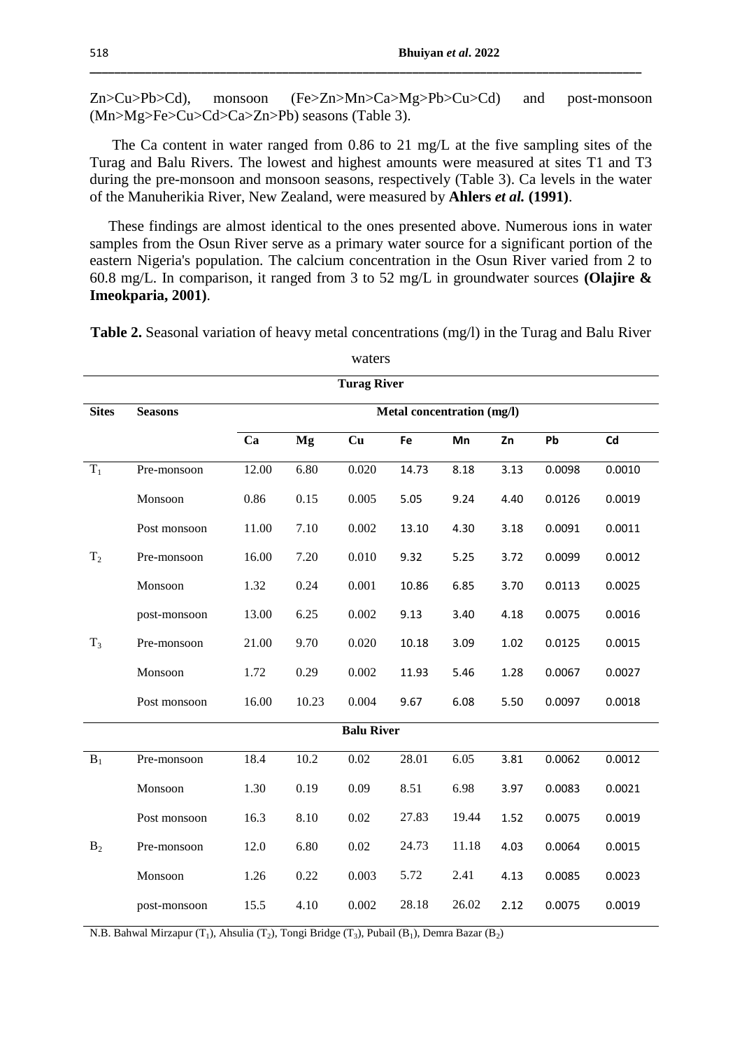Zn>Cu>Pb>Cd), monsoon (Fe>Zn>Mn>Ca>Mg>Pb>Cu>Cd) and post-monsoon (Mn>Mg>Fe>Cu>Cd>Ca>Zn>Pb) seasons (Table 3).

The Ca content in water ranged from 0.86 to 21 mg/L at the five sampling sites of the Turag and Balu Rivers. The lowest and highest amounts were measured at sites T1 and T3 during the pre-monsoon and monsoon seasons, respectively (Table 3). Ca levels in the water of the Manuherikia River, New Zealand, were measured by **Ahlers *et al.* (1991)**.

These findings are almost identical to the ones presented above. Numerous ions in water samples from the Osun River serve as a primary water source for a significant portion of the eastern Nigeria's population. The calcium concentration in the Osun River varied from 2 to 60.8 mg/L. In comparison, it ranged from 3 to 52 mg/L in groundwater sources **(Olajire & Imeokparia, 2001)**.

**Table 2.** Seasonal variation of heavy metal concentrations (mg/l) in the Turag and Balu River waters

| Sites | Seasons | Metal concentration (mg/l) | | | | | | | |
|---|---|---|---|---|---|---|---|---|---|
| | | Ca | Mg | Cu | Fe | Mn | Zn | Pb | Cd |
| **Turag River** | | | | | | | | | |
| $T_1$ | Pre-monsoon | 12.00 | 6.80 | 0.020 | 14.73 | 8.18 | 3.13 | 0.0098 | 0.0010 |
| | Monsoon | 0.86 | 0.15 | 0.005 | 5.05 | 9.24 | 4.40 | 0.0126 | 0.0019 |
| | Post monsoon | 11.00 | 7.10 | 0.002 | 13.10 | 4.30 | 3.18 | 0.0091 | 0.0011 |
| $T_2$ | Pre-monsoon | 16.00 | 7.20 | 0.010 | 9.32 | 5.25 | 3.72 | 0.0099 | 0.0012 |
| | Monsoon | 1.32 | 0.24 | 0.001 | 10.86 | 6.85 | 3.70 | 0.0113 | 0.0025 |
| | post-monsoon | 13.00 | 6.25 | 0.002 | 9.13 | 3.40 | 4.18 | 0.0075 | 0.0016 |
| $T_3$ | Pre-monsoon | 21.00 | 9.70 | 0.020 | 10.18 | 3.09 | 1.02 | 0.0125 | 0.0015 |
| | Monsoon | 1.72 | 0.29 | 0.002 | 11.93 | 5.46 | 1.28 | 0.0067 | 0.0027 |
| | Post monsoon | 16.00 | 10.23 | 0.004 | 9.67 | 6.08 | 5.50 | 0.0097 | 0.0018 |
| **Balu River** | | | | | | | | | |
| $B_1$ | Pre-monsoon | 18.4 | 10.2 | 0.02 | 28.01 | 6.05 | 3.81 | 0.0062 | 0.0012 |
| | Monsoon | 1.30 | 0.19 | 0.09 | 8.51 | 6.98 | 3.97 | 0.0083 | 0.0021 |
| | Post monsoon | 16.3 | 8.10 | 0.02 | 27.83 | 19.44 | 1.52 | 0.0075 | 0.0019 |
| $B_2$ | Pre-monsoon | 12.0 | 6.80 | 0.02 | 24.73 | 11.18 | 4.03 | 0.0064 | 0.0015 |
| | Monsoon | 1.26 | 0.22 | 0.003 | 5.72 | 2.41 | 4.13 | 0.0085 | 0.0023 |
| | post-monsoon | 15.5 | 4.10 | 0.002 | 28.18 | 26.02 | 2.12 | 0.0075 | 0.0019 |

N.B. Bahwal Mirzapur ($T_1$), Ahsulia ($T_2$), Tongi Bridge ($T_3$), Pubail ($B_1$), Demra Bazar ($B_2$)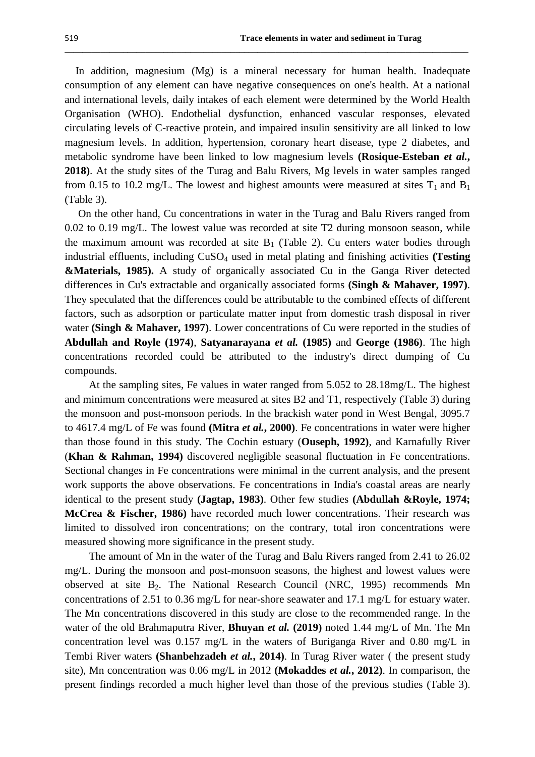In addition, magnesium (Mg) is a mineral necessary for human health. Inadequate consumption of any element can have negative consequences on one's health. At a national and international levels, daily intakes of each element were determined by the World Health Organisation (WHO). Endothelial dysfunction, enhanced vascular responses, elevated circulating levels of C-reactive protein, and impaired insulin sensitivity are all linked to low magnesium levels. In addition, hypertension, coronary heart disease, type 2 diabetes, and metabolic syndrome have been linked to low magnesium levels **(Rosique-Esteban *et al.*, 2018)**. At the study sites of the Turag and Balu Rivers, Mg levels in water samples ranged from 0.15 to 10.2 mg/L. The lowest and highest amounts were measured at sites $T_1$ and $B_1$ (Table 3).

On the other hand, Cu concentrations in water in the Turag and Balu Rivers ranged from 0.02 to 0.19 mg/L. The lowest value was recorded at site T2 during monsoon season, while the maximum amount was recorded at site $B_1$ (Table 2). Cu enters water bodies through industrial effluents, including $CuSO_4$ used in metal plating and finishing activities **(Testing &Materials, 1985).** A study of organically associated Cu in the Ganga River detected differences in Cu's extractable and organically associated forms **(Singh & Mahaver, 1997)**. They speculated that the differences could be attributable to the combined effects of different factors, such as adsorption or particulate matter input from domestic trash disposal in river water **(Singh & Mahaver, 1997)**. Lower concentrations of Cu were reported in the studies of **Abdullah and Royle (1974)**, **Satyanarayana *et al.* (1985)** and **George (1986)**. The high concentrations recorded could be attributed to the industry's direct dumping of Cu compounds.

At the sampling sites, Fe values in water ranged from 5.052 to 28.18mg/L. The highest and minimum concentrations were measured at sites B2 and T1, respectively (Table 3) during the monsoon and post-monsoon periods. In the brackish water pond in West Bengal, 3095.7 to 4617.4 mg/L of Fe was found **(Mitra *et al.*, 2000)**. Fe concentrations in water were higher than those found in this study. The Cochin estuary (**Ouseph, 1992)**, and Karnafully River (**Khan & Rahman, 1994)** discovered negligible seasonal fluctuation in Fe concentrations. Sectional changes in Fe concentrations were minimal in the current analysis, and the present work supports the above observations. Fe concentrations in India's coastal areas are nearly identical to the present study **(Jagtap, 1983)**. Other few studies **(Abdullah &Royle, 1974; McCrea & Fischer, 1986)** have recorded much lower concentrations. Their research was limited to dissolved iron concentrations; on the contrary, total iron concentrations were measured showing more significance in the present study.

The amount of Mn in the water of the Turag and Balu Rivers ranged from 2.41 to 26.02 mg/L. During the monsoon and post-monsoon seasons, the highest and lowest values were observed at site $B_2$. The National Research Council (NRC, 1995) recommends Mn concentrations of 2.51 to 0.36 mg/L for near-shore seawater and 17.1 mg/L for estuary water. The Mn concentrations discovered in this study are close to the recommended range. In the water of the old Brahmaputra River, **Bhuyan *et al.* (2019)** noted 1.44 mg/L of Mn. The Mn concentration level was 0.157 mg/L in the waters of Buriganga River and 0.80 mg/L in Tembi River waters **(Shanbehzadeh *et al.*, 2014)**. In Turag River water ( the present study site), Mn concentration was 0.06 mg/L in 2012 **(Mokaddes *et al.*, 2012)**. In comparison, the present findings recorded a much higher level than those of the previous studies (Table 3).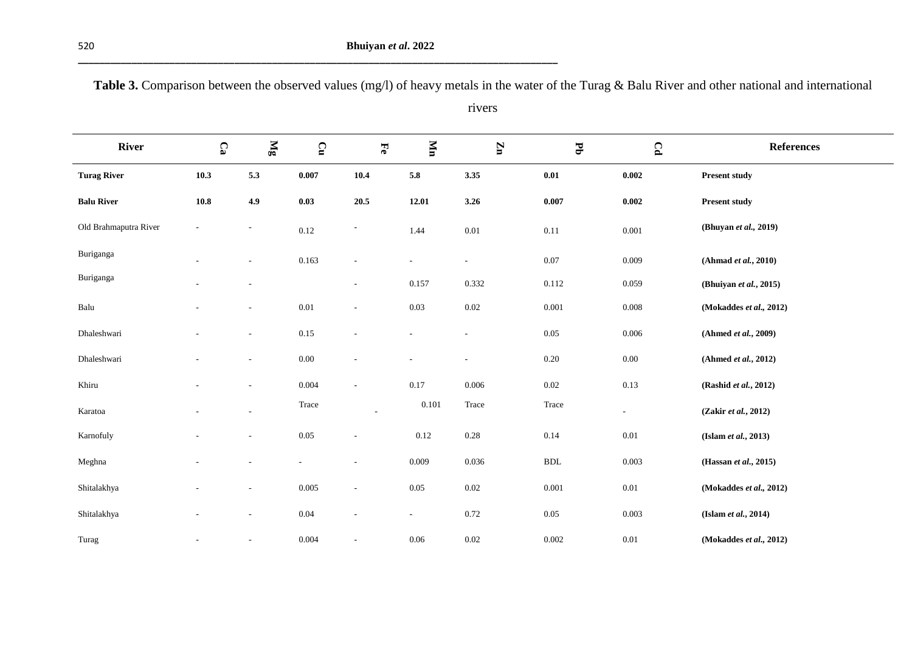**Table 3.** Comparison between the observed values (mg/l) of heavy metals in the water of the Turag & Balu River and other national and international rivers

| River | Ca | Mg | Cu | Fe | Mn | Zn | Pb | Cd | References |
|---|---|---|---|---|---|---|---|---|---|
| **Turag River** | **10.3** | **5.3** | **0.007** | **10.4** | **5.8** | **3.35** | **0.01** | **0.002** | **Present study** |
| **Balu River** | **10.8** | **4.9** | **0.03** | **20.5** | **12.01** | **3.26** | **0.007** | **0.002** | **Present study** |
| Old Brahmaputra River | - | - | 0.12 | - | 1.44 | 0.01 | 0.11 | 0.001 | **(Bhuyan *et al.,* 2019)** |
| Buriganga | - | - | 0.163 | - | - | - | 0.07 | 0.009 | **(Ahmad *et al.*, 2010)** |
| Buriganga | - | - | | - | 0.157 | 0.332 | 0.112 | 0.059 | **(Bhuiyan *et al.*, 2015)** |
| Balu | - | - | 0.01 | - | 0.03 | 0.02 | 0.001 | 0.008 | **(Mokaddes *et al.,* 2012)** |
| Dhaleshwari | - | - | 0.15 | - | - | - | 0.05 | 0.006 | **(Ahmed *et al.*, 2009)** |
| Dhaleshwari | - | - | 0.00 | - | - | - | 0.20 | 0.00 | **(Ahmed *et al.*, 2012)** |
| Khiru | - | - | 0.004 | - | 0.17 | 0.006 | 0.02 | 0.13 | **(Rashid *et al.*, 2012)** |
| Karatoa | - | - | Trace | - | 0.101 | Trace | Trace | - | **(Zakir *et al.*, 2012)** |
| Karnofuly | - | - | 0.05 | - | 0.12 | 0.28 | 0.14 | 0.01 | **(Islam *et al.*, 2013)** |
| Meghna | - | - | - | - | 0.009 | 0.036 | BDL | 0.003 | **(Hassan *et al.*, 2015)** |
| Shitalakhya | - | - | 0.005 | - | 0.05 | 0.02 | 0.001 | 0.01 | **(Mokaddes *et al.,* 2012)** |
| Shitalakhya | - | - | 0.04 | - | - | 0.72 | 0.05 | 0.003 | **(Islam *et al.*, 2014)** |
| Turag | - | - | 0.004 | - | 0.06 | 0.02 | 0.002 | 0.01 | **(Mokaddes *et al.,* 2012)** |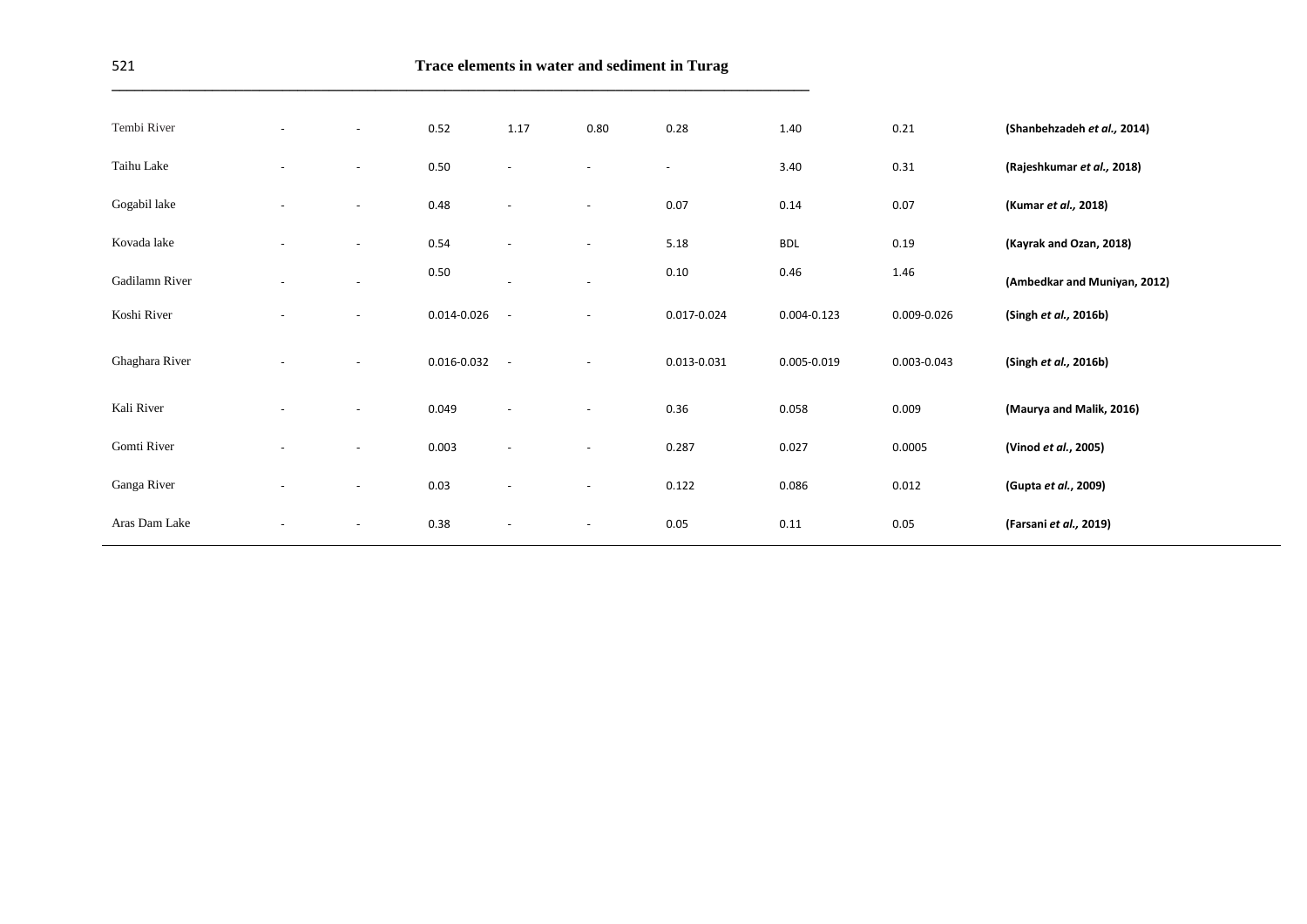| | | | | | | | | | |
|---|---|---|---|---|---|---|---|---|---|
| Tembi River | - | - | 0.52 | 1.17 | 0.80 | 0.28 | 1.40 | 0.21 | (Shanbehzadeh *et al.,* 2014) |
| Taihu Lake | - | - | 0.50 | - | - | - | 3.40 | 0.31 | (Rajeshkumar *et al.,* 2018) |
| Gogabil lake | - | - | 0.48 | - | - | 0.07 | 0.14 | 0.07 | (Kumar *et al.,* 2018) |
| Kovada lake | - | - | 0.54 | - | - | 5.18 | BDL | 0.19 | (Kayrak and Ozan, 2018) |
| Gadilamn River | - | - | 0.50 | - | - | 0.10 | 0.46 | 1.46 | (Ambedkar and Muniyan, 2012) |
| Koshi River | - | - | 0.014-0.026 | - | - | 0.017-0.024 | 0.004-0.123 | 0.009-0.026 | (Singh *et al.,* 2016b) |
| Ghaghara River | - | - | 0.016-0.032 | - | - | 0.013-0.031 | 0.005-0.019 | 0.003-0.043 | (Singh *et al.,* 2016b) |
| Kali River | - | - | 0.049 | - | - | 0.36 | 0.058 | 0.009 | (Maurya and Malik, 2016) |
| Gomti River | - | - | 0.003 | - | - | 0.287 | 0.027 | 0.0005 | (Vinod *et al.*, 2005) |
| Ganga River | - | - | 0.03 | - | - | 0.122 | 0.086 | 0.012 | (Gupta *et al.*, 2009) |
| Aras Dam Lake | - | - | 0.38 | - | - | 0.05 | 0.11 | 0.05 | (Farsani *et al.,* 2019) |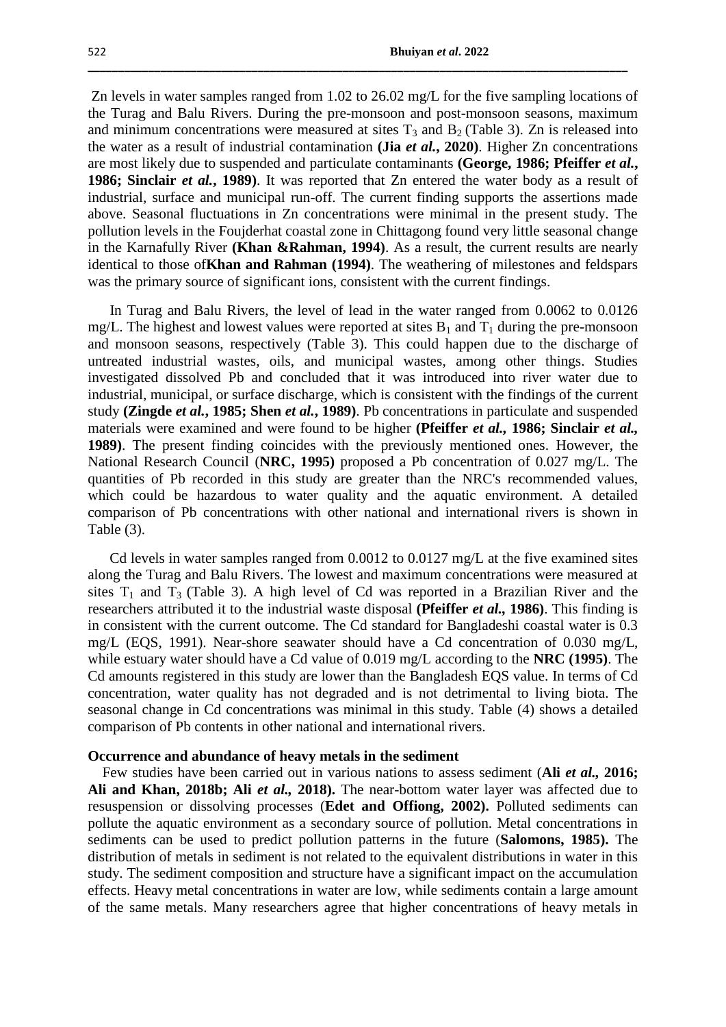Zn levels in water samples ranged from 1.02 to 26.02 mg/L for the five sampling locations of the Turag and Balu Rivers. During the pre-monsoon and post-monsoon seasons, maximum and minimum concentrations were measured at sites $T_3$ and $B_2$ (Table 3). Zn is released into the water as a result of industrial contamination **(Jia *et al.*, 2020)**. Higher Zn concentrations are most likely due to suspended and particulate contaminants **(George, 1986; Pfeiffer *et al.*, 1986; Sinclair *et al.*, 1989)**. It was reported that Zn entered the water body as a result of industrial, surface and municipal run-off. The current finding supports the assertions made above. Seasonal fluctuations in Zn concentrations were minimal in the present study. The pollution levels in the Foujderhat coastal zone in Chittagong found very little seasonal change in the Karnafully River **(Khan &Rahman, 1994)**. As a result, the current results are nearly identical to those of**Khan and Rahman (1994)**. The weathering of milestones and feldspars was the primary source of significant ions, consistent with the current findings.

In Turag and Balu Rivers, the level of lead in the water ranged from 0.0062 to 0.0126 mg/L. The highest and lowest values were reported at sites $B_1$ and $T_1$ during the pre-monsoon and monsoon seasons, respectively (Table 3). This could happen due to the discharge of untreated industrial wastes, oils, and municipal wastes, among other things. Studies investigated dissolved Pb and concluded that it was introduced into river water due to industrial, municipal, or surface discharge, which is consistent with the findings of the current study **(Zingde *et al.*, 1985; Shen *et al.*, 1989)**. Pb concentrations in particulate and suspended materials were examined and were found to be higher **(Pfeiffer *et al.,* 1986; Sinclair *et al.,* 1989)**. The present finding coincides with the previously mentioned ones. However, the National Research Council (**NRC, 1995)** proposed a Pb concentration of 0.027 mg/L. The quantities of Pb recorded in this study are greater than the NRC's recommended values, which could be hazardous to water quality and the aquatic environment. A detailed comparison of Pb concentrations with other national and international rivers is shown in Table (3).

Cd levels in water samples ranged from 0.0012 to 0.0127 mg/L at the five examined sites along the Turag and Balu Rivers. The lowest and maximum concentrations were measured at sites $T_1$ and $T_3$ (Table 3). A high level of Cd was reported in a Brazilian River and the researchers attributed it to the industrial waste disposal **(Pfeiffer *et al.,* 1986)**. This finding is in consistent with the current outcome. The Cd standard for Bangladeshi coastal water is 0.3 mg/L (EQS, 1991). Near-shore seawater should have a Cd concentration of 0.030 mg/L, while estuary water should have a Cd value of 0.019 mg/L according to the **NRC (1995)**. The Cd amounts registered in this study are lower than the Bangladesh EQS value. In terms of Cd concentration, water quality has not degraded and is not detrimental to living biota. The seasonal change in Cd concentrations was minimal in this study. Table (4) shows a detailed comparison of Pb contents in other national and international rivers.

**Occurrence and abundance of heavy metals in the sediment**

Few studies have been carried out in various nations to assess sediment (**Ali *et al.,* 2016; Ali and Khan, 2018b; Ali *et al.,* 2018).** The near-bottom water layer was affected due to resuspension or dissolving processes (**Edet and Offiong, 2002).** Polluted sediments can pollute the aquatic environment as a secondary source of pollution. Metal concentrations in sediments can be used to predict pollution patterns in the future (**Salomons, 1985).** The distribution of metals in sediment is not related to the equivalent distributions in water in this study. The sediment composition and structure have a significant impact on the accumulation effects. Heavy metal concentrations in water are low, while sediments contain a large amount of the same metals. Many researchers agree that higher concentrations of heavy metals in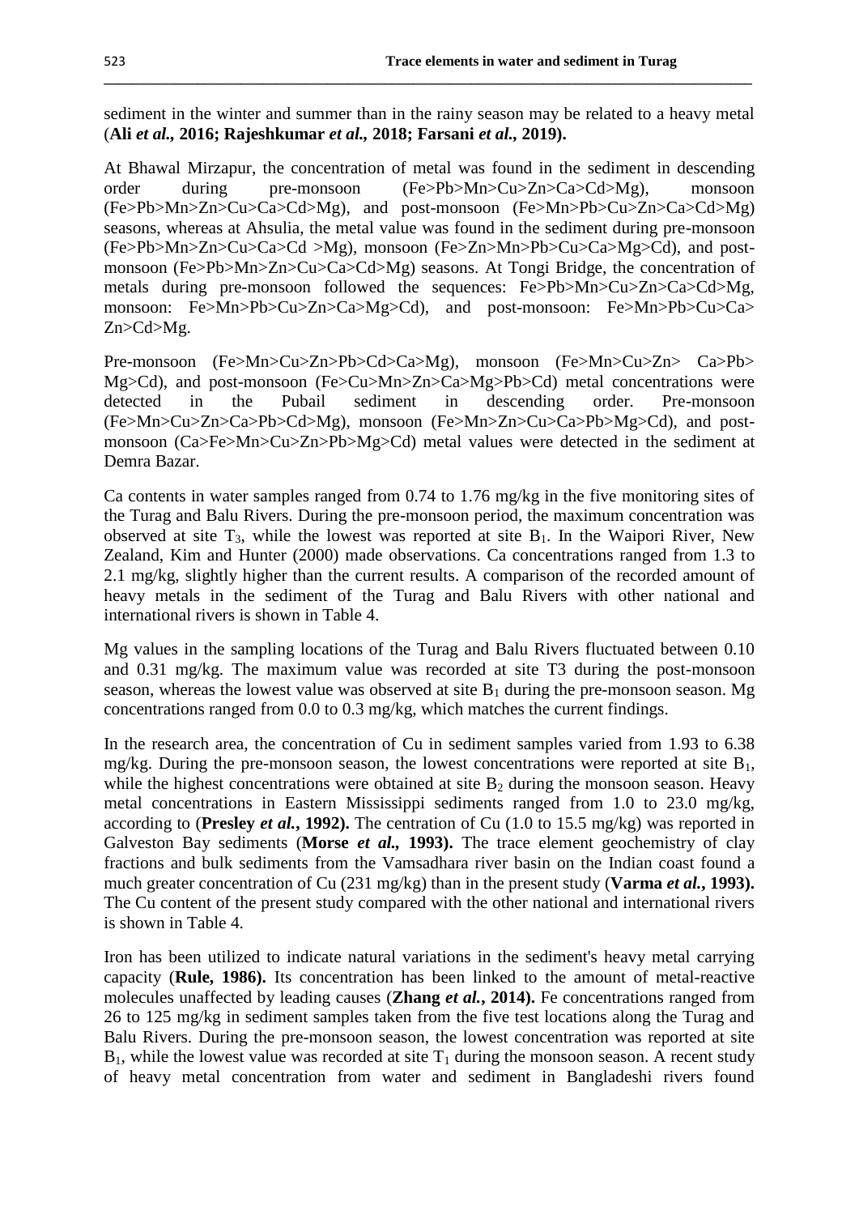sediment in the winter and summer than in the rainy season may be related to a heavy metal (**Ali *et al.*, 2016; Rajeshkumar *et al.*, 2018; Farsani *et al.*, 2019).**

At Bhawal Mirzapur, the concentration of metal was found in the sediment in descending order during pre-monsoon (Fe>Pb>Mn>Cu>Zn>Ca>Cd>Mg), monsoon (Fe>Pb>Mn>Zn>Cu>Ca>Cd>Mg), and post-monsoon (Fe>Mn>Pb>Cu>Zn>Ca>Cd>Mg) seasons, whereas at Ahsulia, the metal value was found in the sediment during pre-monsoon (Fe>Pb>Mn>Zn>Cu>Ca>Cd >Mg), monsoon (Fe>Zn>Mn>Pb>Cu>Ca>Mg>Cd), and post-monsoon (Fe>Pb>Mn>Zn>Cu>Ca>Cd>Mg) seasons. At Tongi Bridge, the concentration of metals during pre-monsoon followed the sequences: Fe>Pb>Mn>Cu>Zn>Ca>Cd>Mg, monsoon: Fe>Mn>Pb>Cu>Zn>Ca>Mg>Cd), and post-monsoon: Fe>Mn>Pb>Cu>Ca> Zn>Cd>Mg.

Pre-monsoon (Fe>Mn>Cu>Zn>Pb>Cd>Ca>Mg), monsoon (Fe>Mn>Cu>Zn> Ca>Pb> Mg>Cd), and post-monsoon (Fe>Cu>Mn>Zn>Ca>Mg>Pb>Cd) metal concentrations were detected in the Pubail sediment in descending order. Pre-monsoon (Fe>Mn>Cu>Zn>Ca>Pb>Cd>Mg), monsoon (Fe>Mn>Zn>Cu>Ca>Pb>Mg>Cd), and post-monsoon (Ca>Fe>Mn>Cu>Zn>Pb>Mg>Cd) metal values were detected in the sediment at Demra Bazar.

Ca contents in water samples ranged from 0.74 to 1.76 mg/kg in the five monitoring sites of the Turag and Balu Rivers. During the pre-monsoon period, the maximum concentration was observed at site $T_3$, while the lowest was reported at site $B_1$. In the Waipori River, New Zealand, Kim and Hunter (2000) made observations. Ca concentrations ranged from 1.3 to 2.1 mg/kg, slightly higher than the current results. A comparison of the recorded amount of heavy metals in the sediment of the Turag and Balu Rivers with other national and international rivers is shown in Table 4.

Mg values in the sampling locations of the Turag and Balu Rivers fluctuated between 0.10 and 0.31 mg/kg. The maximum value was recorded at site T3 during the post-monsoon season, whereas the lowest value was observed at site $B_1$ during the pre-monsoon season. Mg concentrations ranged from 0.0 to 0.3 mg/kg, which matches the current findings.

In the research area, the concentration of Cu in sediment samples varied from 1.93 to 6.38 mg/kg. During the pre-monsoon season, the lowest concentrations were reported at site $B_1$, while the highest concentrations were obtained at site $B_2$ during the monsoon season. Heavy metal concentrations in Eastern Mississippi sediments ranged from 1.0 to 23.0 mg/kg, according to (**Presley *et al.*, 1992).** The centration of Cu (1.0 to 15.5 mg/kg) was reported in Galveston Bay sediments (**Morse *et al.*, 1993).** The trace element geochemistry of clay fractions and bulk sediments from the Vamsadhara river basin on the Indian coast found a much greater concentration of Cu (231 mg/kg) than in the present study (**Varma *et al.*, 1993).** The Cu content of the present study compared with the other national and international rivers is shown in Table 4.

Iron has been utilized to indicate natural variations in the sediment's heavy metal carrying capacity (**Rule, 1986).** Its concentration has been linked to the amount of metal-reactive molecules unaffected by leading causes (**Zhang *et al.*, 2014).** Fe concentrations ranged from 26 to 125 mg/kg in sediment samples taken from the five test locations along the Turag and Balu Rivers. During the pre-monsoon season, the lowest concentration was reported at site $B_1$, while the lowest value was recorded at site $T_1$ during the monsoon season. A recent study of heavy metal concentration from water and sediment in Bangladeshi rivers found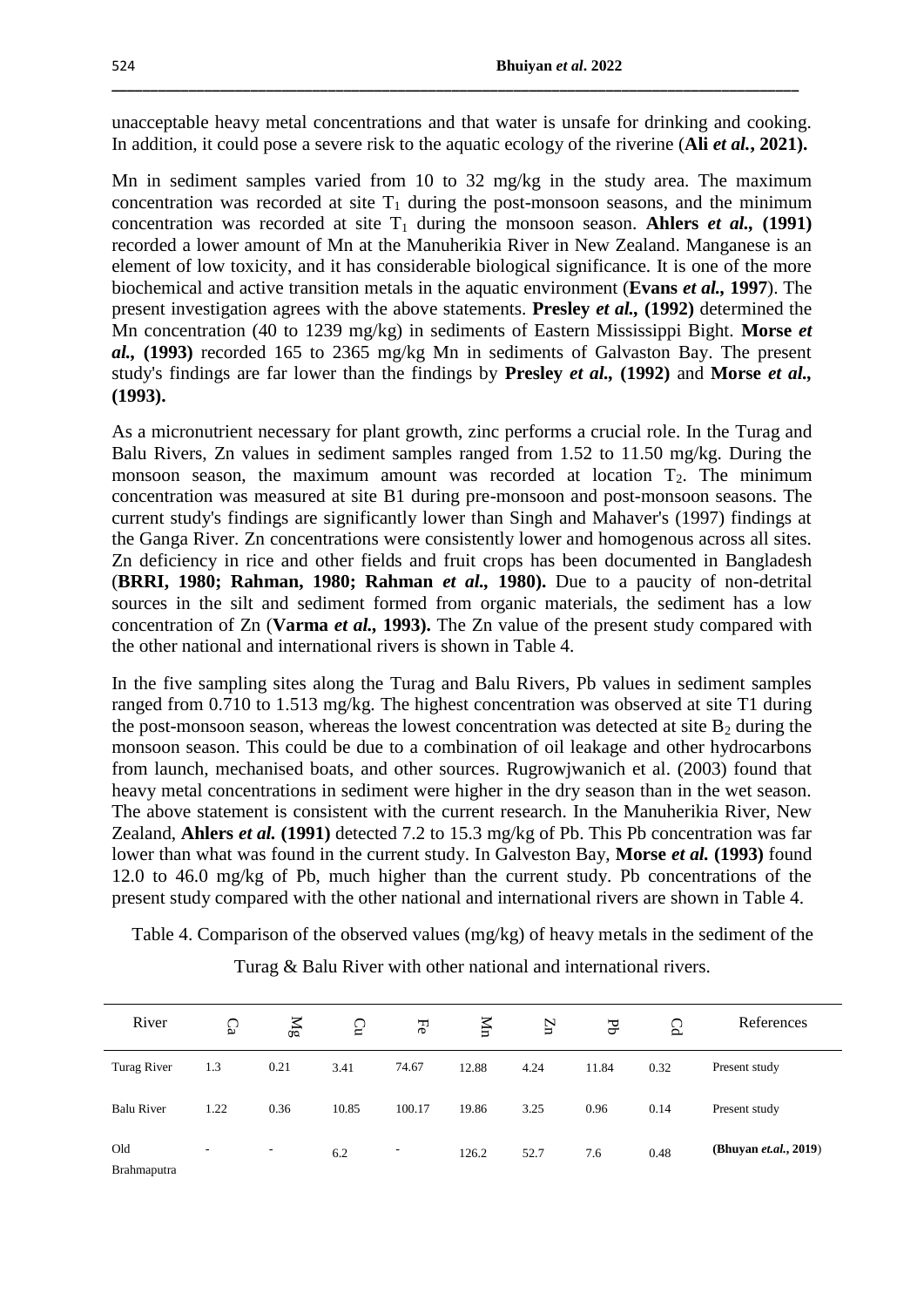unacceptable heavy metal concentrations and that water is unsafe for drinking and cooking. In addition, it could pose a severe risk to the aquatic ecology of the riverine (**Ali *et al.*, 2021).**

Mn in sediment samples varied from 10 to 32 mg/kg in the study area. The maximum concentration was recorded at site $T_1$ during the post-monsoon seasons, and the minimum concentration was recorded at site $T_1$ during the monsoon season. **Ahlers *et al.*, (1991)** recorded a lower amount of Mn at the Manuherikia River in New Zealand. Manganese is an element of low toxicity, and it has considerable biological significance. It is one of the more biochemical and active transition metals in the aquatic environment (**Evans *et al.*, 1997**). The present investigation agrees with the above statements. **Presley *et al.*, (1992)** determined the Mn concentration (40 to 1239 mg/kg) in sediments of Eastern Mississippi Bight. **Morse *et al.*, (1993)** recorded 165 to 2365 mg/kg Mn in sediments of Galvaston Bay. The present study's findings are far lower than the findings by **Presley *et al.*, (1992)** and **Morse *et al.*, (1993).**

As a micronutrient necessary for plant growth, zinc performs a crucial role. In the Turag and Balu Rivers, Zn values in sediment samples ranged from 1.52 to 11.50 mg/kg. During the monsoon season, the maximum amount was recorded at location $T_2$. The minimum concentration was measured at site B1 during pre-monsoon and post-monsoon seasons. The current study's findings are significantly lower than Singh and Mahaver's (1997) findings at the Ganga River. Zn concentrations were consistently lower and homogenous across all sites. Zn deficiency in rice and other fields and fruit crops has been documented in Bangladesh (**BRRI, 1980; Rahman, 1980; Rahman *et al.*, 1980).** Due to a paucity of non-detrital sources in the silt and sediment formed from organic materials, the sediment has a low concentration of Zn (**Varma *et al.*, 1993).** The Zn value of the present study compared with the other national and international rivers is shown in Table 4.

In the five sampling sites along the Turag and Balu Rivers, Pb values in sediment samples ranged from 0.710 to 1.513 mg/kg. The highest concentration was observed at site T1 during the post-monsoon season, whereas the lowest concentration was detected at site $B_2$ during the monsoon season. This could be due to a combination of oil leakage and other hydrocarbons from launch, mechanised boats, and other sources. Rugrowjwanich et al. (2003) found that heavy metal concentrations in sediment were higher in the dry season than in the wet season. The above statement is consistent with the current research. In the Manuherikia River, New Zealand, **Ahlers *et al.* (1991)** detected 7.2 to 15.3 mg/kg of Pb. This Pb concentration was far lower than what was found in the current study. In Galveston Bay, **Morse *et al.* (1993)** found 12.0 to 46.0 mg/kg of Pb, much higher than the current study. Pb concentrations of the present study compared with the other national and international rivers are shown in Table 4.

Table 4. Comparison of the observed values (mg/kg) of heavy metals in the sediment of the Turag & Balu River with other national and international rivers.

| River | Ca | Mg | Cu | Fe | Mn | Zn | Pb | Cd | References |
|---|---|---|---|---|---|---|---|---|---|
| Turag River | 1.3 | 0.21 | 3.41 | 74.67 | 12.88 | 4.24 | 11.84 | 0.32 | Present study |
| Balu River | 1.22 | 0.36 | 10.85 | 100.17 | 19.86 | 3.25 | 0.96 | 0.14 | Present study |
| Old Brahmaputra | - | - | 6.2 | - | 126.2 | 52.7 | 7.6 | 0.48 | **(Bhuyan *et.al.*, 2019)** |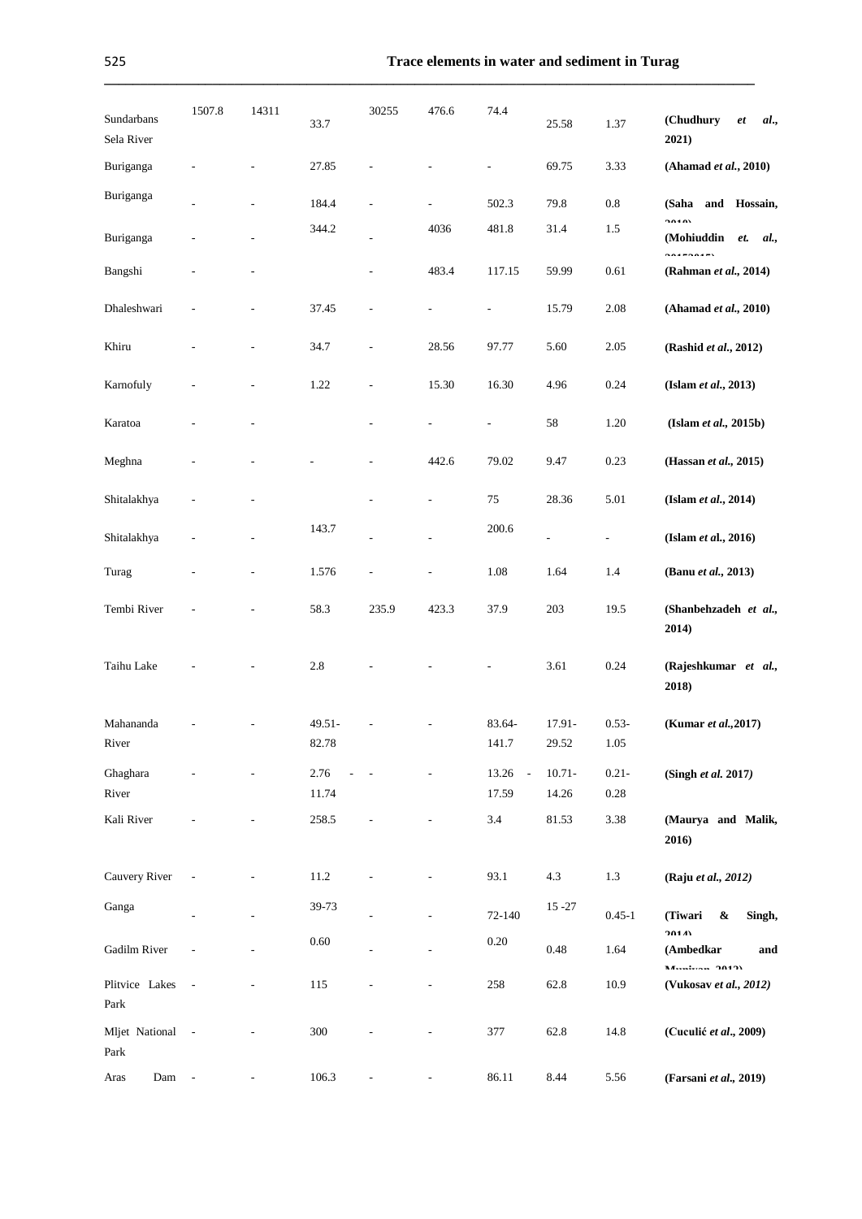| | | | | | | | | | |
|---|---|---|---|---|---|---|---|---|---|
| Sundarbans Sela River | 1507.8 | 14311 | 33.7 | 30255 | 476.6 | 74.4 | 25.58 | 1.37 | **(Chudhury *et al.*, 2021)** |
| Buriganga | - | - | 27.85 | - | - | - | 69.75 | 3.33 | **(Ahamad *et al.*, 2010)** |
| Buriganga | - | - | 184.4 | - | - | 502.3 | 79.8 | 0.8 | **(Saha and Hossain, 2010)** |
| Buriganga | - | - | 344.2 | - | 4036 | 481.8 | 31.4 | 1.5 | **(Mohiuddin *et. al.*, 2015)** |
| Bangshi | - | - | | - | 483.4 | 117.15 | 59.99 | 0.61 | **(Rahman *et al.*, 2014)** |
| Dhaleshwari | - | - | 37.45 | - | - | - | 15.79 | 2.08 | **(Ahamad *et al.*, 2010)** |
| Khiru | - | - | 34.7 | - | 28.56 | 97.77 | 5.60 | 2.05 | **(Rashid *et al.*, 2012)** |
| Karnofuly | - | - | 1.22 | - | 15.30 | 16.30 | 4.96 | 0.24 | **(Islam *et al.*, 2013)** |
| Karatoa | - | - | | - | - | - | 58 | 1.20 | **(Islam *et al.*, 2015b)** |
| Meghna | - | - | - | - | 442.6 | 79.02 | 9.47 | 0.23 | **(Hassan *et al.*, 2015)** |
| Shitalakhya | - | - | | - | - | 75 | 28.36 | 5.01 | **(Islam *et al.*, 2014)** |
| Shitalakhya | - | - | 143.7 | - | - | 200.6 | - | - | **(Islam *et al.*, 2016)** |
| Turag | - | - | 1.576 | - | - | 1.08 | 1.64 | 1.4 | **(Banu *et al.*, 2013)** |
| Tembi River | - | - | 58.3 | 235.9 | 423.3 | 37.9 | 203 | 19.5 | **(Shanbehzadeh *et al.*, 2014)** |
| Taihu Lake | - | - | 2.8 | - | - | - | 3.61 | 0.24 | **(Rajeshkumar *et al.*, 2018)** |
| Mahananda River | - | - | 49.51-82.78 | - | - | 83.64-141.7 | 17.91-29.52 | 0.53-1.05 | **(Kumar *et al.*,2017)** |
| Ghaghara River | - | - | 2.76 - 11.74 | - | - | 13.26 - 17.59 | 10.71-14.26 | 0.21-0.28 | **(Singh *et al.* 2017)** |
| Kali River | - | - | 258.5 | - | - | 3.4 | 81.53 | 3.38 | **(Maurya and Malik, 2016)** |
| Cauvery River | - | - | 11.2 | - | - | 93.1 | 4.3 | 1.3 | **(Raju *et al., 2012)*** |
| Ganga | - | - | 39-73 | - | - | 72-140 | 15 -27 | 0.45-1 | **(Tiwari & Singh, 2014)** |
| Gadilm River | - | - | 0.60 | - | - | 0.20 | 0.48 | 1.64 | **(Ambedkar and Muniyan, 2012)** |
| Plitvice Lakes Park | - | - | 115 | - | - | 258 | 62.8 | 10.9 | **(Vukosav *et al., 2012)*** |
| Mljet National Park | - | - | 300 | - | - | 377 | 62.8 | 14.8 | **(Cuculić *et al*., 2009)** |
| Aras Dam | - | - | 106.3 | - | - | 86.11 | 8.44 | 5.56 | **(Farsani *et al*., 2019)** |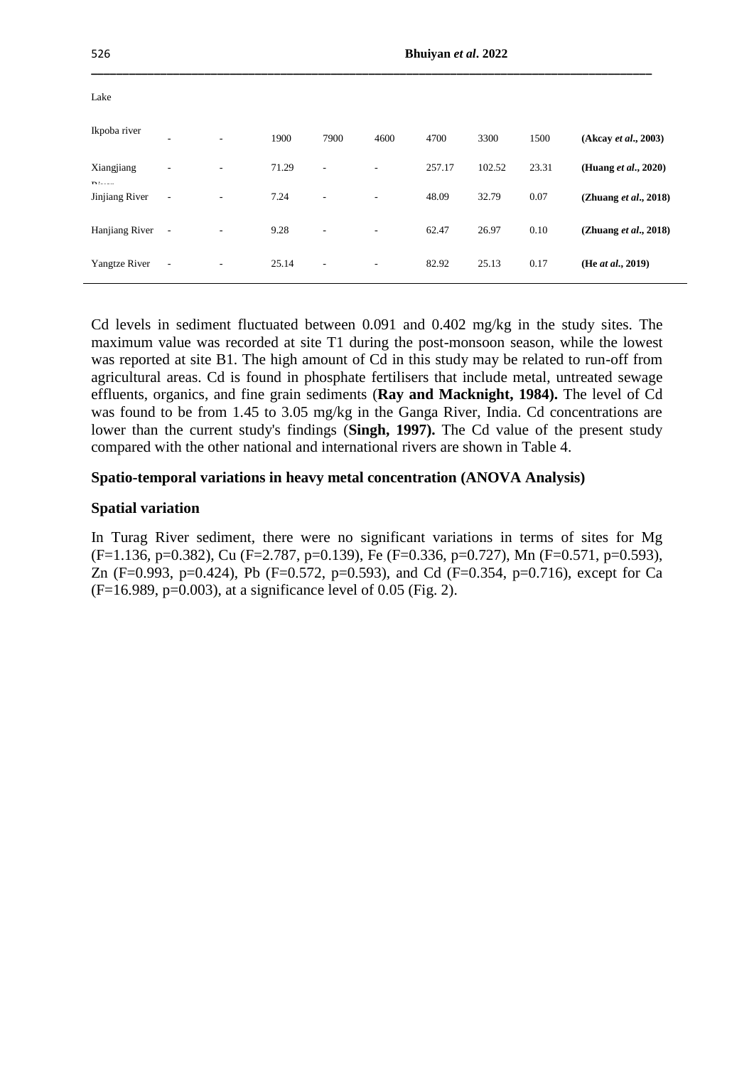| | | | | | | | | | |
|---|---|---|---|---|---|---|---|---|---|
| Lake | | | | | | | | | |
| Ikpoba river | - | - | 1900 | 7900 | 4600 | 4700 | 3300 | 1500 | **(Akcay *et al*., 2003)** |
| Xiangjiang River | - | - | 71.29 | - | - | 257.17 | 102.52 | 23.31 | **(Huang *et al*., 2020)** |
| Jinjiang River | - | - | 7.24 | - | - | 48.09 | 32.79 | 0.07 | **(Zhuang *et al*., 2018)** |
| Hanjiang River | - | - | 9.28 | - | - | 62.47 | 26.97 | 0.10 | **(Zhuang *et al*., 2018)** |
| Yangtze River | - | - | 25.14 | - | - | 82.92 | 25.13 | 0.17 | **(He *at al*., 2019)** |

Cd levels in sediment fluctuated between 0.091 and 0.402 mg/kg in the study sites. The maximum value was recorded at site T1 during the post-monsoon season, while the lowest was reported at site B1. The high amount of Cd in this study may be related to run-off from agricultural areas. Cd is found in phosphate fertilisers that include metal, untreated sewage effluents, organics, and fine grain sediments (**Ray and Macknight, 1984).** The level of Cd was found to be from 1.45 to 3.05 mg/kg in the Ganga River, India. Cd concentrations are lower than the current study's findings (**Singh, 1997).** The Cd value of the present study compared with the other national and international rivers are shown in Table 4.

### Spatio-temporal variations in heavy metal concentration (ANOVA Analysis)

### Spatial variation

In Turag River sediment, there were no significant variations in terms of sites for Mg ($F=1.136$, $p=0.382$), Cu ($F=2.787$, $p=0.139$), Fe ($F=0.336$, $p=0.727$), Mn ($F=0.571$, $p=0.593$), Zn ($F=0.993$, $p=0.424$), Pb ($F=0.572$, $p=0.593$), and Cd ($F=0.354$, $p=0.716$), except for Ca ($F=16.989$, $p=0.003$), at a significance level of 0.05 (Fig. 2).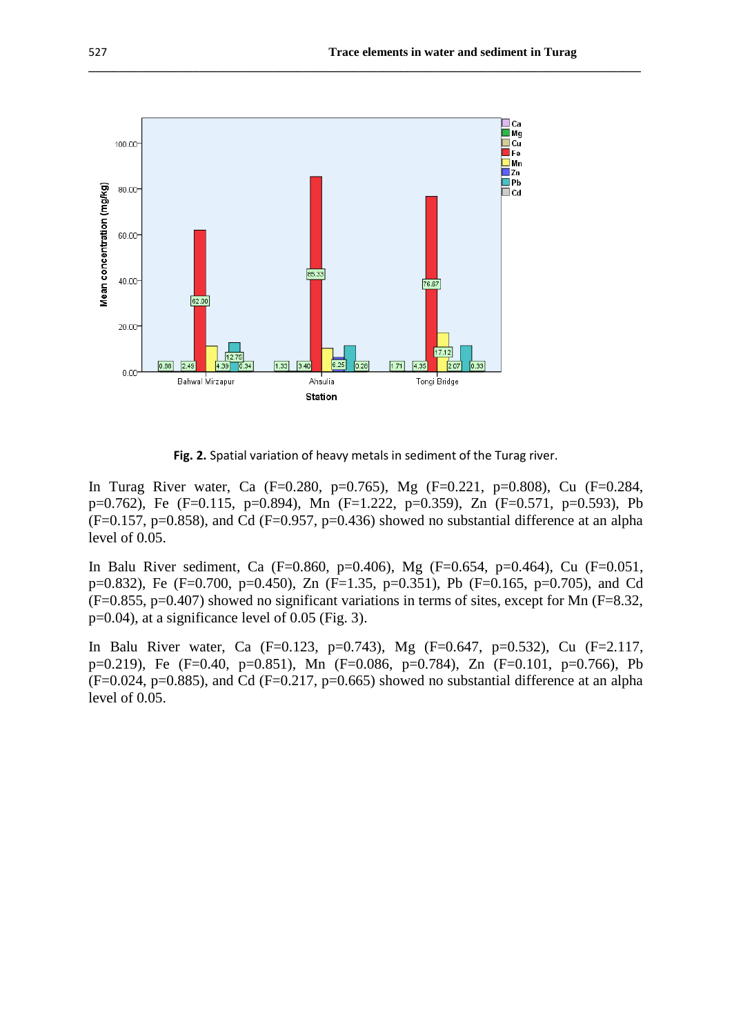**Fig. 2.** Spatial variation of heavy metals in sediment of the Turag river.

In Turag River water, Ca (F=0.280, p=0.765), Mg (F=0.221, p=0.808), Cu (F=0.284, p=0.762), Fe (F=0.115, p=0.894), Mn (F=1.222, p=0.359), Zn (F=0.571, p=0.593), Pb (F=0.157, p=0.858), and Cd (F=0.957, p=0.436) showed no substantial difference at an alpha level of 0.05.

In Balu River sediment, Ca (F=0.860, p=0.406), Mg (F=0.654, p=0.464), Cu (F=0.051, p=0.832), Fe (F=0.700, p=0.450), Zn (F=1.35, p=0.351), Pb (F=0.165, p=0.705), and Cd (F=0.855, p=0.407) showed no significant variations in terms of sites, except for Mn (F=8.32, p=0.04), at a significance level of 0.05 (Fig. 3).

In Balu River water, Ca (F=0.123, p=0.743), Mg (F=0.647, p=0.532), Cu (F=2.117, p=0.219), Fe (F=0.40, p=0.851), Mn (F=0.086, p=0.784), Zn (F=0.101, p=0.766), Pb (F=0.024, p=0.885), and Cd (F=0.217, p=0.665) showed no substantial difference at an alpha level of 0.05.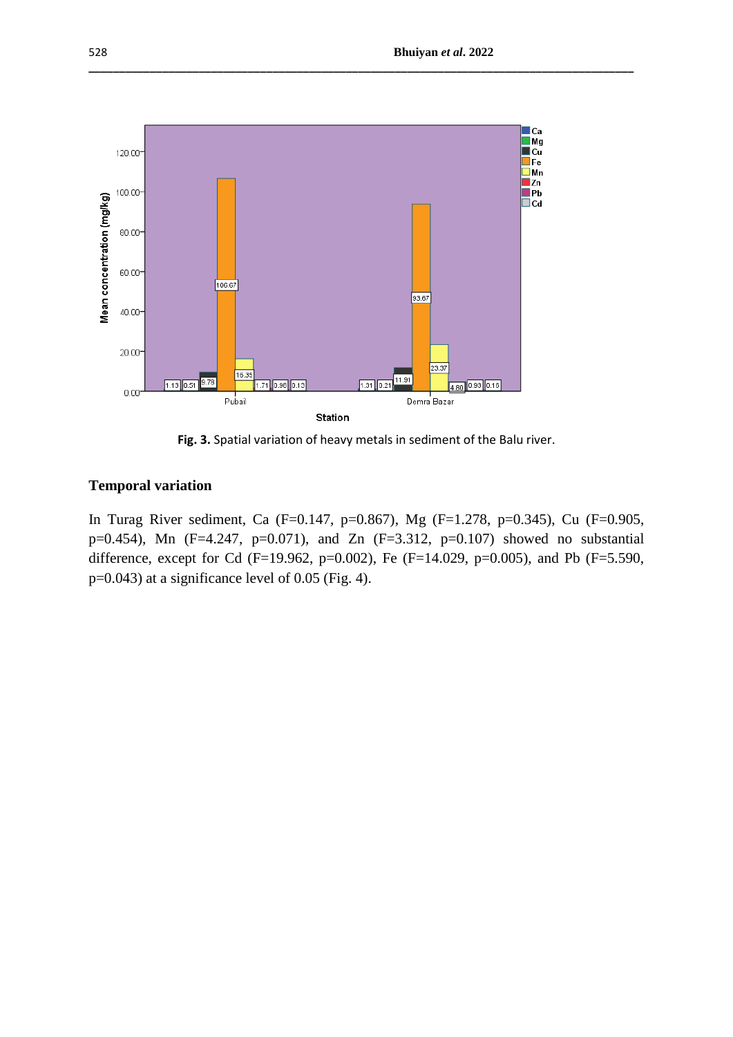**Fig. 3.** Spatial variation of heavy metals in sediment of the Balu river.

## Temporal variation

In Turag River sediment, Ca (F=0.147, p=0.867), Mg (F=1.278, p=0.345), Cu (F=0.905, p=0.454), Mn (F=4.247, p=0.071), and Zn (F=3.312, p=0.107) showed no substantial difference, except for Cd (F=19.962, p=0.002), Fe (F=14.029, p=0.005), and Pb (F=5.590, p=0.043) at a significance level of 0.05 (Fig. 4).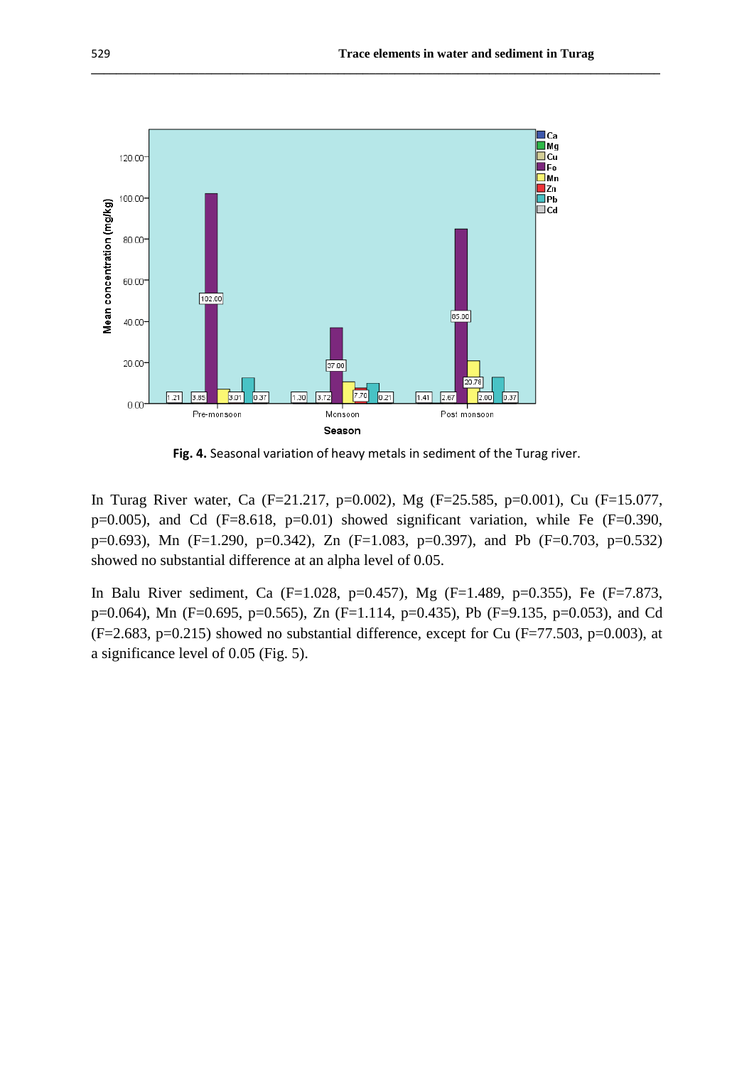**Fig. 4.** Seasonal variation of heavy metals in sediment of the Turag river.

In Turag River water, Ca (F=21.217, p=0.002), Mg (F=25.585, p=0.001), Cu (F=15.077, p=0.005), and Cd (F=8.618, p=0.01) showed significant variation, while Fe (F=0.390, p=0.693), Mn (F=1.290, p=0.342), Zn (F=1.083, p=0.397), and Pb (F=0.703, p=0.532) showed no substantial difference at an alpha level of 0.05.

In Balu River sediment, Ca (F=1.028, p=0.457), Mg (F=1.489, p=0.355), Fe (F=7.873, p=0.064), Mn (F=0.695, p=0.565), Zn (F=1.114, p=0.435), Pb (F=9.135, p=0.053), and Cd (F=2.683, p=0.215) showed no substantial difference, except for Cu (F=77.503, p=0.003), at a significance level of 0.05 (Fig. 5).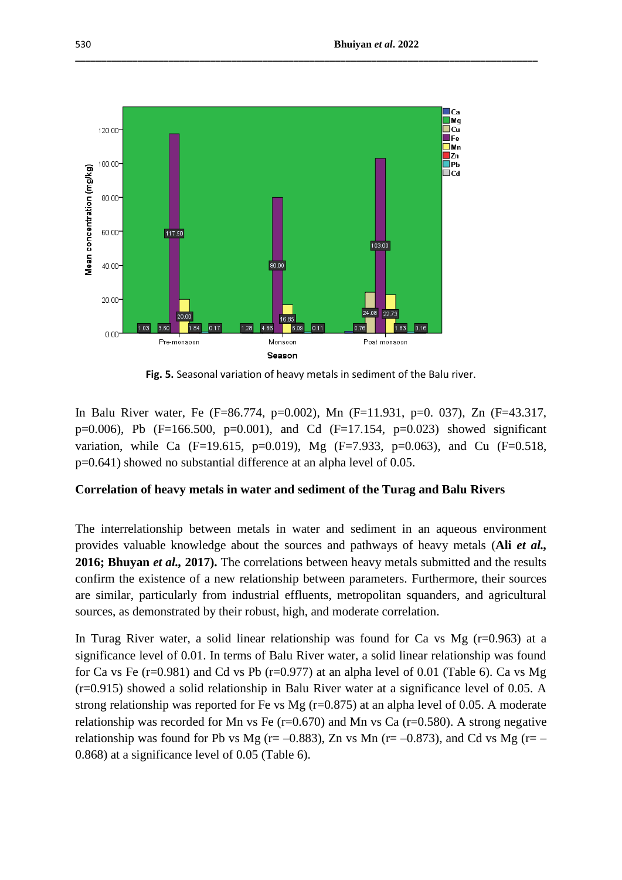**Fig. 5.** Seasonal variation of heavy metals in sediment of the Balu river.

In Balu River water, Fe ($F=86.774$, $p=0.002$), Mn ($F=11.931$, $p=0.037$), Zn ($F=43.317$, $p=0.006$), Pb ($F=166.500$, $p=0.001$), and Cd ($F=17.154$, $p=0.023$) showed significant variation, while Ca ($F=19.615$, $p=0.019$), Mg ($F=7.933$, $p=0.063$), and Cu ($F=0.518$, $p=0.641$) showed no substantial difference at an alpha level of 0.05.

## Correlation of heavy metals in water and sediment of the Turag and Balu Rivers

The interrelationship between metals in water and sediment in an aqueous environment provides valuable knowledge about the sources and pathways of heavy metals (**Ali *et al.*, 2016; Bhuyan *et al.*, 2017).** The correlations between heavy metals submitted and the results confirm the existence of a new relationship between parameters. Furthermore, their sources are similar, particularly from industrial effluents, metropolitan squanders, and agricultural sources, as demonstrated by their robust, high, and moderate correlation.

In Turag River water, a solid linear relationship was found for Ca vs Mg ($r=0.963$) at a significance level of 0.01. In terms of Balu River water, a solid linear relationship was found for Ca vs Fe ($r=0.981$) and Cd vs Pb ($r=0.977$) at an alpha level of 0.01 (Table 6). Ca vs Mg ($r=0.915$) showed a solid relationship in Balu River water at a significance level of 0.05. A strong relationship was reported for Fe vs Mg ($r=0.875$) at an alpha level of 0.05. A moderate relationship was recorded for Mn vs Fe ($r=0.670$) and Mn vs Ca ($r=0.580$). A strong negative relationship was found for Pb vs Mg ($r=-0.883$), Zn vs Mn ($r=-0.873$), and Cd vs Mg ($r=-0.868$) at a significance level of 0.05 (Table 6).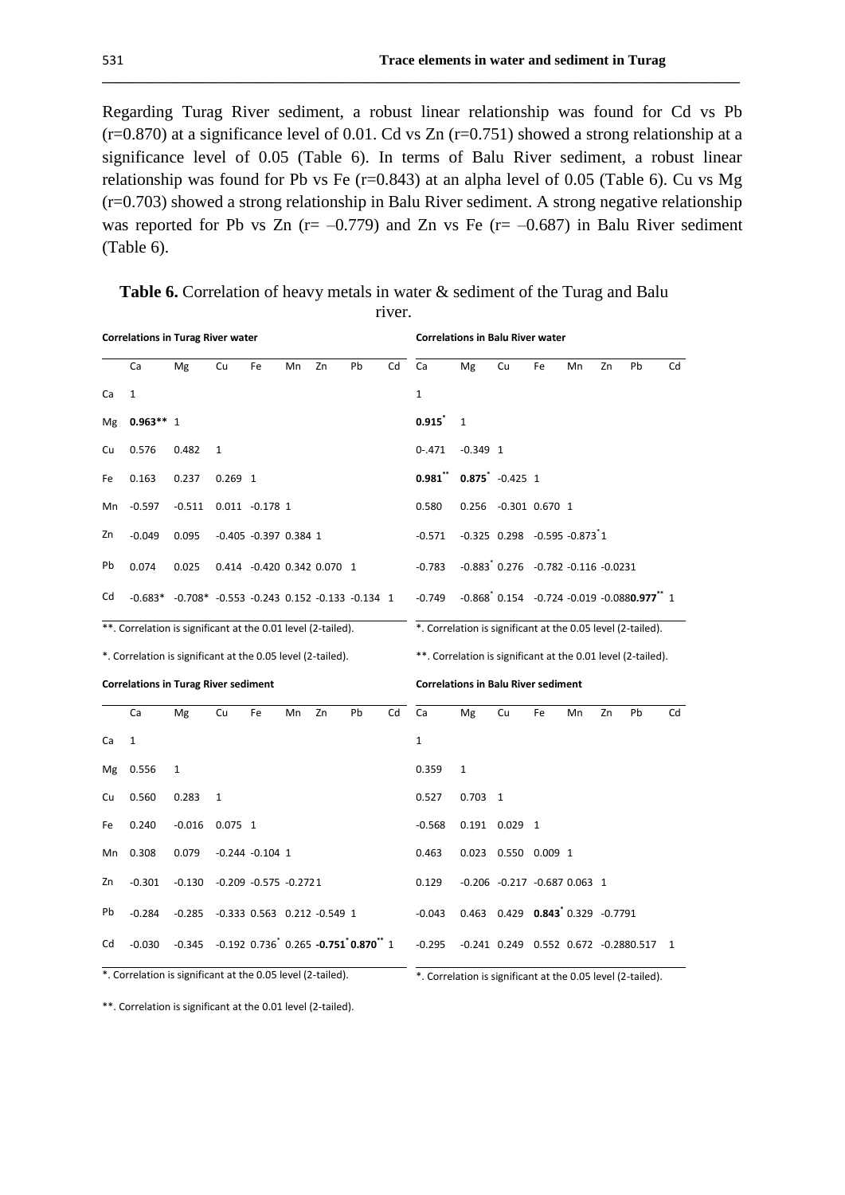Regarding Turag River sediment, a robust linear relationship was found for Cd vs Pb (r=0.870) at a significance level of 0.01. Cd vs Zn (r=0.751) showed a strong relationship at a significance level of 0.05 (Table 6). In terms of Balu River sediment, a robust linear relationship was found for Pb vs Fe (r=0.843) at an alpha level of 0.05 (Table 6). Cu vs Mg (r=0.703) showed a strong relationship in Balu River sediment. A strong negative relationship was reported for Pb vs Zn (r= –0.779) and Zn vs Fe (r= –0.687) in Balu River sediment (Table 6).

**Table 6.** Correlation of heavy metals in water & sediment of the Turag and Balu river.

**Correlations in Turag River water** | **Correlations in Balu River water**

| | Ca | Mg | Cu | Fe | Mn | Zn | Pb | Cd | Ca | Mg | Cu | Fe | Mn | Zn | Pb | Cd |
|---|---|---|---|---|---|---|---|---|---|---|---|---|---|---|---|---|
| Ca | 1 | | | | | | | | 1 | | | | | | | |
| Mg | **0.963**** | 1 | | | | | | | **0.915*** | 1 | | | | | | |
| Cu | 0.576 | 0.482 | 1 | | | | | | 0-.471 | -0.349 | 1 | | | | | |
| Fe | 0.163 | 0.237 | 0.269 | 1 | | | | | **0.981**** | **0.875*** | -0.425 | 1 | | | | |
| Mn | -0.597 | -0.511 | 0.011 | -0.178 | 1 | | | | 0.580 | 0.256 | -0.301 | 0.670 | 1 | | | |
| Zn | -0.049 | 0.095 | -0.405 | -0.397 | 0.384 | 1 | | | -0.571 | -0.325 | 0.298 | -0.595 | -0.873* | 1 | | |
| Pb | 0.074 | 0.025 | 0.414 | -0.420 | 0.342 | 0.070 | 1 | | -0.783 | -0.883* | 0.276 | -0.782 | -0.116 | -0.023 | 1 | |
| Cd | -0.683* | -0.708* | -0.553 | -0.243 | 0.152 | -0.133 | -0.134 | 1 | -0.749 | -0.868* | 0.154 | -0.724 | -0.019 | -0.088 | **0.977**** | 1 |

**. Correlation is significant at the 0.01 level (2-tailed). | *. Correlation is significant at the 0.05 level (2-tailed).

*. Correlation is significant at the 0.05 level (2-tailed). | **. Correlation is significant at the 0.01 level (2-tailed).

**Correlations in Turag River sediment** | **Correlations in Balu River sediment**

| | Ca | Mg | Cu | Fe | Mn | Zn | Pb | Cd | Ca | Mg | Cu | Fe | Mn | Zn | Pb | Cd |
|---|---|---|---|---|---|---|---|---|---|---|---|---|---|---|---|---|
| Ca | 1 | | | | | | | | 1 | | | | | | | |
| Mg | 0.556 | 1 | | | | | | | 0.359 | 1 | | | | | | |
| Cu | 0.560 | 0.283 | 1 | | | | | | 0.527 | 0.703 | 1 | | | | | |
| Fe | 0.240 | -0.016 | 0.075 | 1 | | | | | -0.568 | 0.191 | 0.029 | 1 | | | | |
| Mn | 0.308 | 0.079 | -0.244 | -0.104 | 1 | | | | 0.463 | 0.023 | 0.550 | 0.009 | 1 | | | |
| Zn | -0.301 | -0.130 | -0.209 | -0.575 | -0.272 | 1 | | | 0.129 | -0.206 | -0.217 | -0.687 | 0.063 | 1 | | |
| Pb | -0.284 | -0.285 | -0.333 | 0.563 | 0.212 | -0.549 | 1 | | -0.043 | 0.463 | 0.429 | **0.843*** | 0.329 | -0.779 | 1 | |
| Cd | -0.030 | -0.345 | -0.192 | 0.736* | 0.265 | **-0.751*** | **0.870**** | 1 | -0.295 | -0.241 | 0.249 | 0.552 | 0.672 | -0.288 | 0.517 | 1 |

*. Correlation is significant at the 0.05 level (2-tailed). | *. Correlation is significant at the 0.05 level (2-tailed).

**. Correlation is significant at the 0.01 level (2-tailed).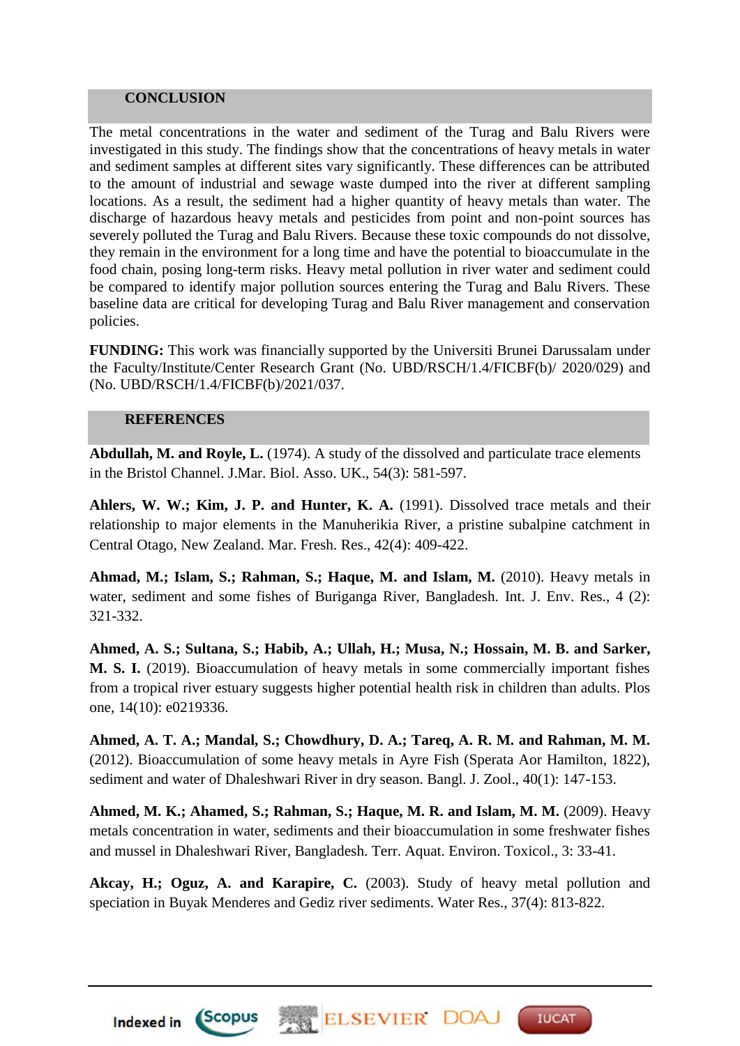## CONCLUSION

The metal concentrations in the water and sediment of the Turag and Balu Rivers were investigated in this study. The findings show that the concentrations of heavy metals in water and sediment samples at different sites vary significantly. These differences can be attributed to the amount of industrial and sewage waste dumped into the river at different sampling locations. As a result, the sediment had a higher quantity of heavy metals than water. The discharge of hazardous heavy metals and pesticides from point and non-point sources has severely polluted the Turag and Balu Rivers. Because these toxic compounds do not dissolve, they remain in the environment for a long time and have the potential to bioaccumulate in the food chain, posing long-term risks. Heavy metal pollution in river water and sediment could be compared to identify major pollution sources entering the Turag and Balu Rivers. These baseline data are critical for developing Turag and Balu River management and conservation policies.

**FUNDING:** This work was financially supported by the Universiti Brunei Darussalam under the Faculty/Institute/Center Research Grant (No. UBD/RSCH/1.4/FICBF(b)/ 2020/029) and (No. UBD/RSCH/1.4/FICBF(b)/2021/037.

## REFERENCES

**Abdullah, M. and Royle, L.** (1974). A study of the dissolved and particulate trace elements in the Bristol Channel. J.Mar. Biol. Asso. UK., 54(3): 581-597.

**Ahlers, W. W.; Kim, J. P. and Hunter, K. A.** (1991). Dissolved trace metals and their relationship to major elements in the Manuherikia River, a pristine subalpine catchment in Central Otago, New Zealand. Mar. Fresh. Res., 42(4): 409-422.

**Ahmad, M.; Islam, S.; Rahman, S.; Haque, M. and Islam, M.** (2010). Heavy metals in water, sediment and some fishes of Buriganga River, Bangladesh. Int. J. Env. Res., 4 (2): 321-332.

**Ahmed, A. S.; Sultana, S.; Habib, A.; Ullah, H.; Musa, N.; Hossain, M. B. and Sarker, M. S. I.** (2019). Bioaccumulation of heavy metals in some commercially important fishes from a tropical river estuary suggests higher potential health risk in children than adults. Plos one, 14(10): e0219336.

**Ahmed, A. T. A.; Mandal, S.; Chowdhury, D. A.; Tareq, A. R. M. and Rahman, M. M.** (2012). Bioaccumulation of some heavy metals in Ayre Fish (Sperata Aor Hamilton, 1822), sediment and water of Dhaleshwari River in dry season. Bangl. J. Zool., 40(1): 147-153.

**Ahmed, M. K.; Ahamed, S.; Rahman, S.; Haque, M. R. and Islam, M. M.** (2009). Heavy metals concentration in water, sediments and their bioaccumulation in some freshwater fishes and mussel in Dhaleshwari River, Bangladesh. Terr. Aquat. Environ. Toxicol., 3: 33-41.

**Akcay, H.; Oguz, A. and Karapire, C.** (2003). Study of heavy metal pollution and speciation in Buyak Menderes and Gediz river sediments. Water Res., 37(4): 813-822.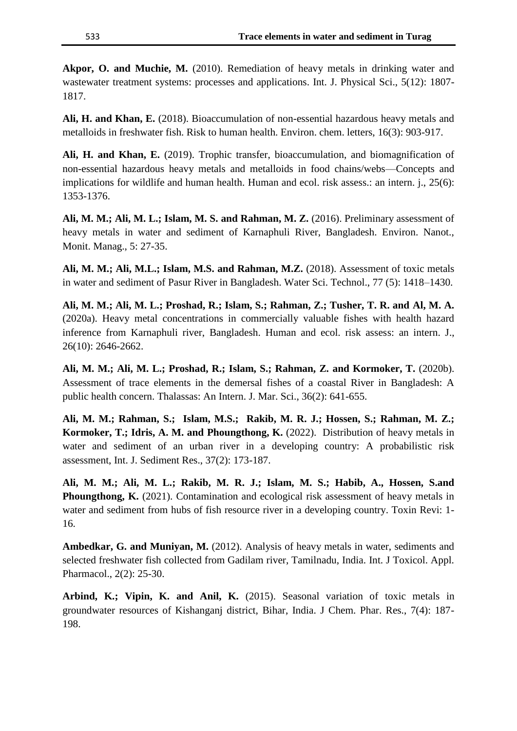**Akpor, O. and Muchie, M.** (2010). Remediation of heavy metals in drinking water and wastewater treatment systems: processes and applications. Int. J. Physical Sci., 5(12): 1807-1817.

**Ali, H. and Khan, E.** (2018). Bioaccumulation of non-essential hazardous heavy metals and metalloids in freshwater fish. Risk to human health. Environ. chem. letters, 16(3): 903-917.

**Ali, H. and Khan, E.** (2019). Trophic transfer, bioaccumulation, and biomagnification of non-essential hazardous heavy metals and metalloids in food chains/webs—Concepts and implications for wildlife and human health. Human and ecol. risk assess.: an intern. j., 25(6): 1353-1376.

**Ali, M. M.; Ali, M. L.; Islam, M. S. and Rahman, M. Z.** (2016). Preliminary assessment of heavy metals in water and sediment of Karnaphuli River, Bangladesh. Environ. Nanot., Monit. Manag., 5: 27-35.

**Ali, M. M.; Ali, M.L.; Islam, M.S. and Rahman, M.Z.** (2018). Assessment of toxic metals in water and sediment of Pasur River in Bangladesh. Water Sci. Technol., 77 (5): 1418–1430.

**Ali, M. M.; Ali, M. L.; Proshad, R.; Islam, S.; Rahman, Z.; Tusher, T. R. and Al, M. A.** (2020a). Heavy metal concentrations in commercially valuable fishes with health hazard inference from Karnaphuli river, Bangladesh. Human and ecol. risk assess: an intern. J., 26(10): 2646-2662.

**Ali, M. M.; Ali, M. L.; Proshad, R.; Islam, S.; Rahman, Z. and Kormoker, T.** (2020b). Assessment of trace elements in the demersal fishes of a coastal River in Bangladesh: A public health concern. Thalassas: An Intern. J. Mar. Sci., 36(2): 641-655.

**Ali, M. M.; Rahman, S.; Islam, M.S.; Rakib, M. R. J.; Hossen, S.; Rahman, M. Z.; Kormoker, T.; Idris, A. M. and Phoungthong, K.** (2022). Distribution of heavy metals in water and sediment of an urban river in a developing country: A probabilistic risk assessment, Int. J. Sediment Res., 37(2): 173-187.

**Ali, M. M.; Ali, M. L.; Rakib, M. R. J.; Islam, M. S.; Habib, A., Hossen, S.and Phoungthong, K.** (2021). Contamination and ecological risk assessment of heavy metals in water and sediment from hubs of fish resource river in a developing country. Toxin Revi: 1-16.

**Ambedkar, G. and Muniyan, M.** (2012). Analysis of heavy metals in water, sediments and selected freshwater fish collected from Gadilam river, Tamilnadu, India. Int. J Toxicol. Appl. Pharmacol., 2(2): 25-30.

**Arbind, K.; Vipin, K. and Anil, K.** (2015). Seasonal variation of toxic metals in groundwater resources of Kishanganj district, Bihar, India. J Chem. Phar. Res., 7(4): 187-198.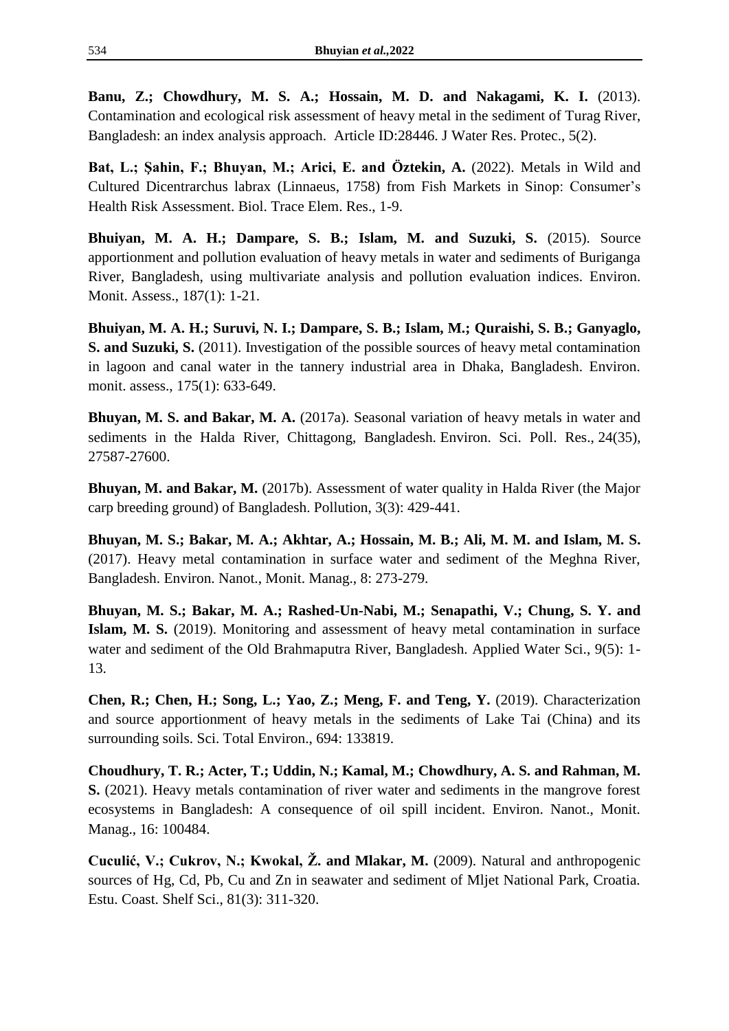**Banu, Z.; Chowdhury, M. S. A.; Hossain, M. D. and Nakagami, K. I.** (2013). Contamination and ecological risk assessment of heavy metal in the sediment of Turag River, Bangladesh: an index analysis approach. Article ID:28446. J Water Res. Protec., 5(2).

**Bat, L.; Şahin, F.; Bhuyan, M.; Arici, E. and Öztekin, A.** (2022). Metals in Wild and Cultured Dicentrarchus labrax (Linnaeus, 1758) from Fish Markets in Sinop: Consumer's Health Risk Assessment. Biol. Trace Elem. Res., 1-9.

**Bhuiyan, M. A. H.; Dampare, S. B.; Islam, M. and Suzuki, S.** (2015). Source apportionment and pollution evaluation of heavy metals in water and sediments of Buriganga River, Bangladesh, using multivariate analysis and pollution evaluation indices. Environ. Monit. Assess., 187(1): 1-21.

**Bhuiyan, M. A. H.; Suruvi, N. I.; Dampare, S. B.; Islam, M.; Quraishi, S. B.; Ganyaglo, S. and Suzuki, S.** (2011). Investigation of the possible sources of heavy metal contamination in lagoon and canal water in the tannery industrial area in Dhaka, Bangladesh. Environ. monit. assess., 175(1): 633-649.

**Bhuyan, M. S. and Bakar, M. A.** (2017a). Seasonal variation of heavy metals in water and sediments in the Halda River, Chittagong, Bangladesh. Environ. Sci. Poll. Res., 24(35), 27587-27600.

**Bhuyan, M. and Bakar, M.** (2017b). Assessment of water quality in Halda River (the Major carp breeding ground) of Bangladesh. Pollution, 3(3): 429-441.

**Bhuyan, M. S.; Bakar, M. A.; Akhtar, A.; Hossain, M. B.; Ali, M. M. and Islam, M. S.** (2017). Heavy metal contamination in surface water and sediment of the Meghna River, Bangladesh. Environ. Nanot., Monit. Manag., 8: 273-279.

**Bhuyan, M. S.; Bakar, M. A.; Rashed-Un-Nabi, M.; Senapathi, V.; Chung, S. Y. and Islam, M. S.** (2019). Monitoring and assessment of heavy metal contamination in surface water and sediment of the Old Brahmaputra River, Bangladesh. Applied Water Sci., 9(5): 1-13.

**Chen, R.; Chen, H.; Song, L.; Yao, Z.; Meng, F. and Teng, Y.** (2019). Characterization and source apportionment of heavy metals in the sediments of Lake Tai (China) and its surrounding soils. Sci. Total Environ., 694: 133819.

**Choudhury, T. R.; Acter, T.; Uddin, N.; Kamal, M.; Chowdhury, A. S. and Rahman, M. S.** (2021). Heavy metals contamination of river water and sediments in the mangrove forest ecosystems in Bangladesh: A consequence of oil spill incident. Environ. Nanot., Monit. Manag., 16: 100484.

**Cuculić, V.; Cukrov, N.; Kwokal, Ž. and Mlakar, M.** (2009). Natural and anthropogenic sources of Hg, Cd, Pb, Cu and Zn in seawater and sediment of Mljet National Park, Croatia. Estu. Coast. Shelf Sci., 81(3): 311-320.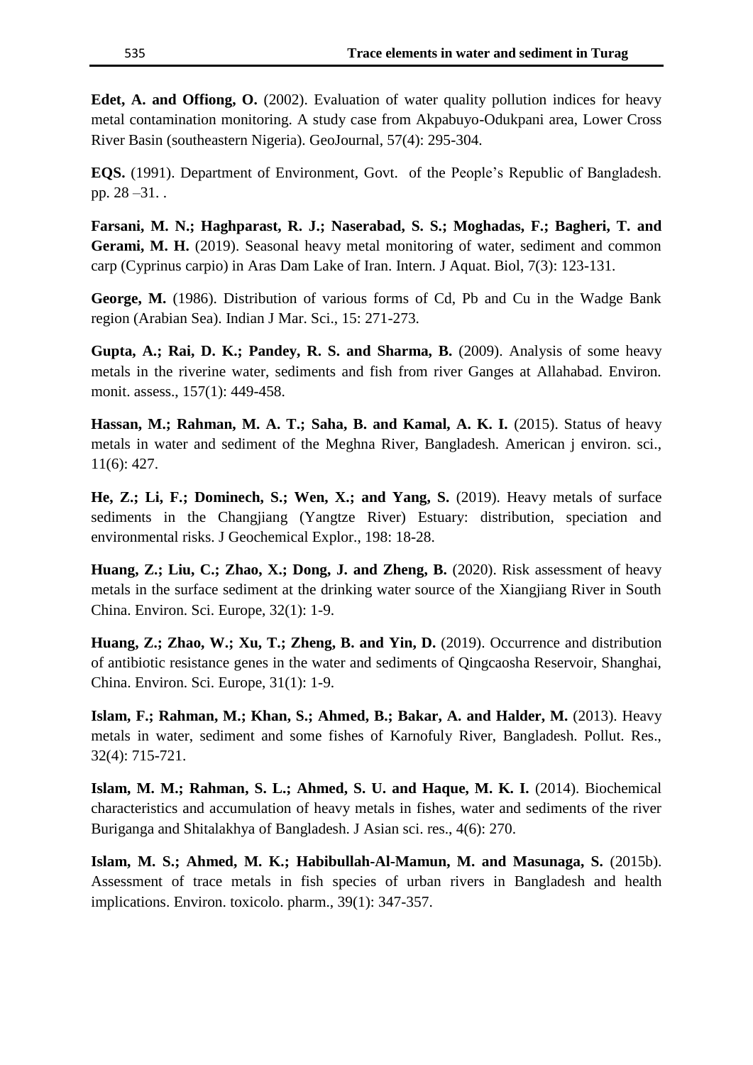**Edet, A. and Offiong, O.** (2002). Evaluation of water quality pollution indices for heavy metal contamination monitoring. A study case from Akpabuyo-Odukpani area, Lower Cross River Basin (southeastern Nigeria). GeoJournal, 57(4): 295-304.

**EQS.** (1991). Department of Environment, Govt. of the People's Republic of Bangladesh. pp. 28 –31. .

**Farsani, M. N.; Haghparast, R. J.; Naserabad, S. S.; Moghadas, F.; Bagheri, T. and Gerami, M. H.** (2019). Seasonal heavy metal monitoring of water, sediment and common carp (Cyprinus carpio) in Aras Dam Lake of Iran. Intern. J Aquat. Biol, 7(3): 123-131.

**George, M.** (1986). Distribution of various forms of Cd, Pb and Cu in the Wadge Bank region (Arabian Sea). Indian J Mar. Sci., 15: 271-273.

**Gupta, A.; Rai, D. K.; Pandey, R. S. and Sharma, B.** (2009). Analysis of some heavy metals in the riverine water, sediments and fish from river Ganges at Allahabad. Environ. monit. assess., 157(1): 449-458.

**Hassan, M.; Rahman, M. A. T.; Saha, B. and Kamal, A. K. I.** (2015). Status of heavy metals in water and sediment of the Meghna River, Bangladesh. American j environ. sci., 11(6): 427.

**He, Z.; Li, F.; Dominech, S.; Wen, X.; and Yang, S.** (2019). Heavy metals of surface sediments in the Changjiang (Yangtze River) Estuary: distribution, speciation and environmental risks. J Geochemical Explor., 198: 18-28.

**Huang, Z.; Liu, C.; Zhao, X.; Dong, J. and Zheng, B.** (2020). Risk assessment of heavy metals in the surface sediment at the drinking water source of the Xiangjiang River in South China. Environ. Sci. Europe, 32(1): 1-9.

**Huang, Z.; Zhao, W.; Xu, T.; Zheng, B. and Yin, D.** (2019). Occurrence and distribution of antibiotic resistance genes in the water and sediments of Qingcaosha Reservoir, Shanghai, China. Environ. Sci. Europe, 31(1): 1-9.

**Islam, F.; Rahman, M.; Khan, S.; Ahmed, B.; Bakar, A. and Halder, M.** (2013). Heavy metals in water, sediment and some fishes of Karnofuly River, Bangladesh. Pollut. Res., 32(4): 715-721.

**Islam, M. M.; Rahman, S. L.; Ahmed, S. U. and Haque, M. K. I.** (2014). Biochemical characteristics and accumulation of heavy metals in fishes, water and sediments of the river Buriganga and Shitalakhya of Bangladesh. J Asian sci. res., 4(6): 270.

**Islam, M. S.; Ahmed, M. K.; Habibullah-Al-Mamun, M. and Masunaga, S.** (2015b). Assessment of trace metals in fish species of urban rivers in Bangladesh and health implications. Environ. toxicolo. pharm., 39(1): 347-357.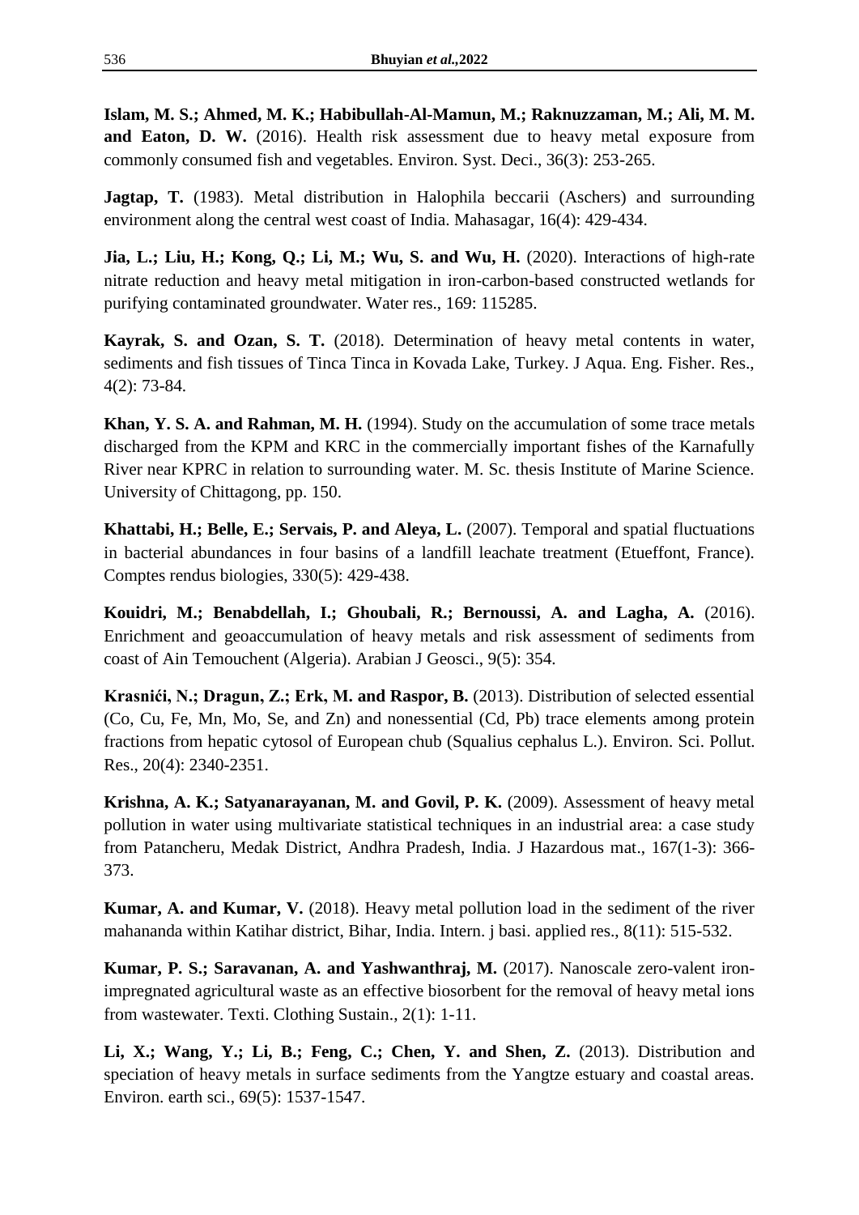**Islam, M. S.; Ahmed, M. K.; Habibullah-Al-Mamun, M.; Raknuzzaman, M.; Ali, M. M. and Eaton, D. W.** (2016). Health risk assessment due to heavy metal exposure from commonly consumed fish and vegetables. Environ. Syst. Deci., 36(3): 253-265.

**Jagtap, T.** (1983). Metal distribution in Halophila beccarii (Aschers) and surrounding environment along the central west coast of India. Mahasagar, 16(4): 429-434.

**Jia, L.; Liu, H.; Kong, Q.; Li, M.; Wu, S. and Wu, H.** (2020). Interactions of high-rate nitrate reduction and heavy metal mitigation in iron-carbon-based constructed wetlands for purifying contaminated groundwater. Water res., 169: 115285.

**Kayrak, S. and Ozan, S. T.** (2018). Determination of heavy metal contents in water, sediments and fish tissues of Tinca Tinca in Kovada Lake, Turkey. J Aqua. Eng. Fisher. Res., 4(2): 73-84.

**Khan, Y. S. A. and Rahman, M. H.** (1994). Study on the accumulation of some trace metals discharged from the KPM and KRC in the commercially important fishes of the Karnafully River near KPRC in relation to surrounding water. M. Sc. thesis Institute of Marine Science. University of Chittagong, pp. 150.

**Khattabi, H.; Belle, E.; Servais, P. and Aleya, L.** (2007). Temporal and spatial fluctuations in bacterial abundances in four basins of a landfill leachate treatment (Etueffont, France). Comptes rendus biologies, 330(5): 429-438.

**Kouidri, M.; Benabdellah, I.; Ghoubali, R.; Bernoussi, A. and Lagha, A.** (2016). Enrichment and geoaccumulation of heavy metals and risk assessment of sediments from coast of Ain Temouchent (Algeria). Arabian J Geosci., 9(5): 354.

**Krasnići, N.; Dragun, Z.; Erk, M. and Raspor, B.** (2013). Distribution of selected essential (Co, Cu, Fe, Mn, Mo, Se, and Zn) and nonessential (Cd, Pb) trace elements among protein fractions from hepatic cytosol of European chub (Squalius cephalus L.). Environ. Sci. Pollut. Res., 20(4): 2340-2351.

**Krishna, A. K.; Satyanarayanan, M. and Govil, P. K.** (2009). Assessment of heavy metal pollution in water using multivariate statistical techniques in an industrial area: a case study from Patancheru, Medak District, Andhra Pradesh, India. J Hazardous mat., 167(1-3): 366-373.

**Kumar, A. and Kumar, V.** (2018). Heavy metal pollution load in the sediment of the river mahananda within Katihar district, Bihar, India. Intern. j basi. applied res., 8(11): 515-532.

**Kumar, P. S.; Saravanan, A. and Yashwanthraj, M.** (2017). Nanoscale zero-valent iron-impregnated agricultural waste as an effective biosorbent for the removal of heavy metal ions from wastewater. Texti. Clothing Sustain., 2(1): 1-11.

**Li, X.; Wang, Y.; Li, B.; Feng, C.; Chen, Y. and Shen, Z.** (2013). Distribution and speciation of heavy metals in surface sediments from the Yangtze estuary and coastal areas. Environ. earth sci., 69(5): 1537-1547.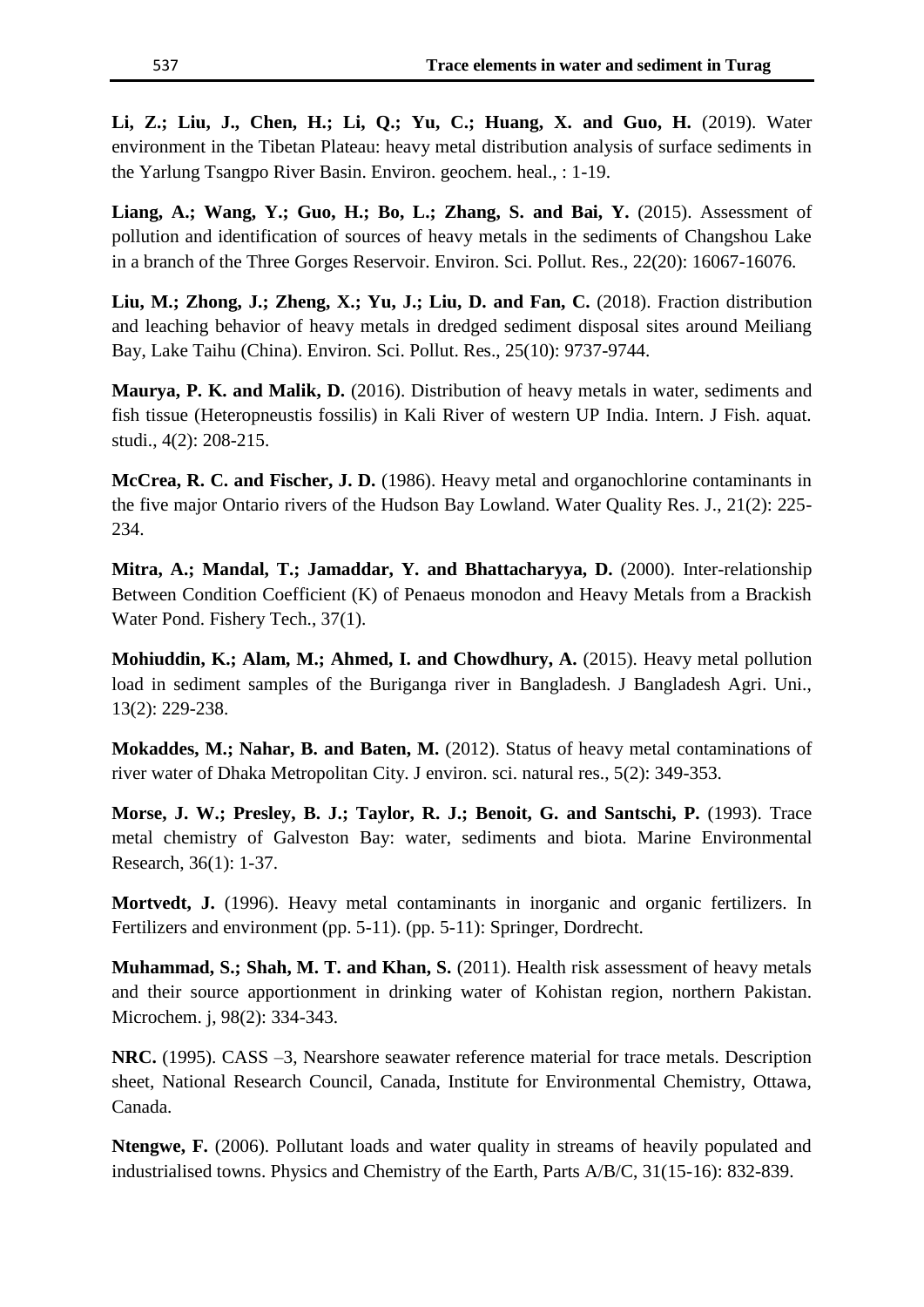**Li, Z.; Liu, J., Chen, H.; Li, Q.; Yu, C.; Huang, X. and Guo, H.** (2019). Water environment in the Tibetan Plateau: heavy metal distribution analysis of surface sediments in the Yarlung Tsangpo River Basin. Environ. geochem. heal., : 1-19.

**Liang, A.; Wang, Y.; Guo, H.; Bo, L.; Zhang, S. and Bai, Y.** (2015). Assessment of pollution and identification of sources of heavy metals in the sediments of Changshou Lake in a branch of the Three Gorges Reservoir. Environ. Sci. Pollut. Res., 22(20): 16067-16076.

**Liu, M.; Zhong, J.; Zheng, X.; Yu, J.; Liu, D. and Fan, C.** (2018). Fraction distribution and leaching behavior of heavy metals in dredged sediment disposal sites around Meiliang Bay, Lake Taihu (China). Environ. Sci. Pollut. Res., 25(10): 9737-9744.

**Maurya, P. K. and Malik, D.** (2016). Distribution of heavy metals in water, sediments and fish tissue (Heteropneustis fossilis) in Kali River of western UP India. Intern. J Fish. aquat. studi., 4(2): 208-215.

**McCrea, R. C. and Fischer, J. D.** (1986). Heavy metal and organochlorine contaminants in the five major Ontario rivers of the Hudson Bay Lowland. Water Quality Res. J., 21(2): 225-234.

**Mitra, A.; Mandal, T.; Jamaddar, Y. and Bhattacharyya, D.** (2000). Inter-relationship Between Condition Coefficient (K) of Penaeus monodon and Heavy Metals from a Brackish Water Pond. Fishery Tech., 37(1).

**Mohiuddin, K.; Alam, M.; Ahmed, I. and Chowdhury, A.** (2015). Heavy metal pollution load in sediment samples of the Buriganga river in Bangladesh. J Bangladesh Agri. Uni., 13(2): 229-238.

**Mokaddes, M.; Nahar, B. and Baten, M.** (2012). Status of heavy metal contaminations of river water of Dhaka Metropolitan City. J environ. sci. natural res., 5(2): 349-353.

**Morse, J. W.; Presley, B. J.; Taylor, R. J.; Benoit, G. and Santschi, P.** (1993). Trace metal chemistry of Galveston Bay: water, sediments and biota. Marine Environmental Research, 36(1): 1-37.

**Mortvedt, J.** (1996). Heavy metal contaminants in inorganic and organic fertilizers. In Fertilizers and environment (pp. 5-11). (pp. 5-11): Springer, Dordrecht.

**Muhammad, S.; Shah, M. T. and Khan, S.** (2011). Health risk assessment of heavy metals and their source apportionment in drinking water of Kohistan region, northern Pakistan. Microchem. j, 98(2): 334-343.

**NRC.** (1995). CASS –3, Nearshore seawater reference material for trace metals. Description sheet, National Research Council, Canada, Institute for Environmental Chemistry, Ottawa, Canada.

**Ntengwe, F.** (2006). Pollutant loads and water quality in streams of heavily populated and industrialised towns. Physics and Chemistry of the Earth, Parts A/B/C, 31(15-16): 832-839.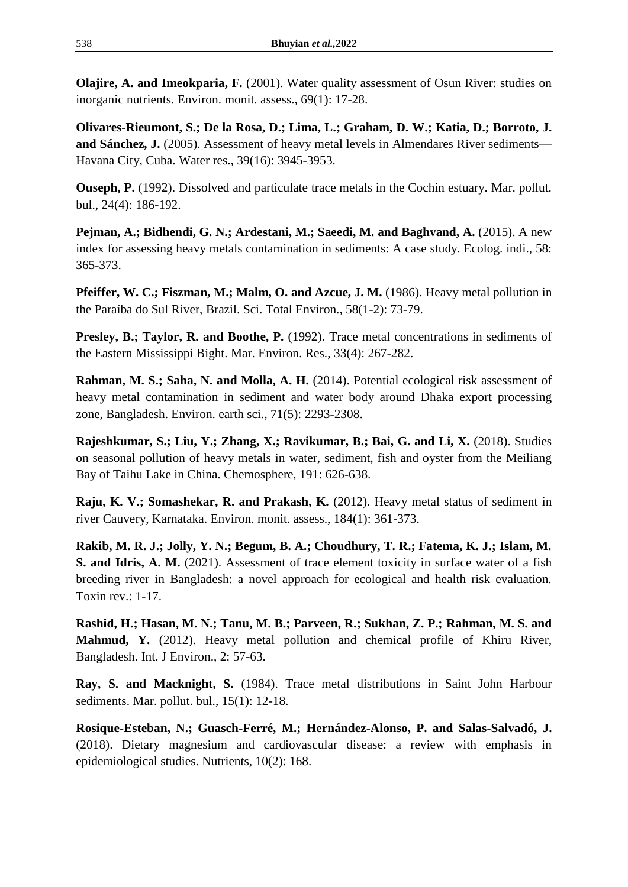**Olajire, A. and Imeokparia, F.** (2001). Water quality assessment of Osun River: studies on inorganic nutrients. Environ. monit. assess., 69(1): 17-28.

**Olivares-Rieumont, S.; De la Rosa, D.; Lima, L.; Graham, D. W.; Katia, D.; Borroto, J. and Sánchez, J.** (2005). Assessment of heavy metal levels in Almendares River sediments—Havana City, Cuba. Water res., 39(16): 3945-3953.

**Ouseph, P.** (1992). Dissolved and particulate trace metals in the Cochin estuary. Mar. pollut. bul., 24(4): 186-192.

**Pejman, A.; Bidhendi, G. N.; Ardestani, M.; Saeedi, M. and Baghvand, A.** (2015). A new index for assessing heavy metals contamination in sediments: A case study. Ecolog. indi., 58: 365-373.

**Pfeiffer, W. C.; Fiszman, M.; Malm, O. and Azcue, J. M.** (1986). Heavy metal pollution in the Paraíba do Sul River, Brazil. Sci. Total Environ., 58(1-2): 73-79.

**Presley, B.; Taylor, R. and Boothe, P.** (1992). Trace metal concentrations in sediments of the Eastern Mississippi Bight. Mar. Environ. Res., 33(4): 267-282.

**Rahman, M. S.; Saha, N. and Molla, A. H.** (2014). Potential ecological risk assessment of heavy metal contamination in sediment and water body around Dhaka export processing zone, Bangladesh. Environ. earth sci., 71(5): 2293-2308.

**Rajeshkumar, S.; Liu, Y.; Zhang, X.; Ravikumar, B.; Bai, G. and Li, X.** (2018). Studies on seasonal pollution of heavy metals in water, sediment, fish and oyster from the Meiliang Bay of Taihu Lake in China. Chemosphere, 191: 626-638.

**Raju, K. V.; Somashekar, R. and Prakash, K.** (2012). Heavy metal status of sediment in river Cauvery, Karnataka. Environ. monit. assess., 184(1): 361-373.

**Rakib, M. R. J.; Jolly, Y. N.; Begum, B. A.; Choudhury, T. R.; Fatema, K. J.; Islam, M. S. and Idris, A. M.** (2021). Assessment of trace element toxicity in surface water of a fish breeding river in Bangladesh: a novel approach for ecological and health risk evaluation. Toxin rev.: 1-17.

**Rashid, H.; Hasan, M. N.; Tanu, M. B.; Parveen, R.; Sukhan, Z. P.; Rahman, M. S. and Mahmud, Y.** (2012). Heavy metal pollution and chemical profile of Khiru River, Bangladesh. Int. J Environ., 2: 57-63.

**Ray, S. and Macknight, S.** (1984). Trace metal distributions in Saint John Harbour sediments. Mar. pollut. bul., 15(1): 12-18.

**Rosique-Esteban, N.; Guasch-Ferré, M.; Hernández-Alonso, P. and Salas-Salvadó, J.** (2018). Dietary magnesium and cardiovascular disease: a review with emphasis in epidemiological studies. Nutrients, 10(2): 168.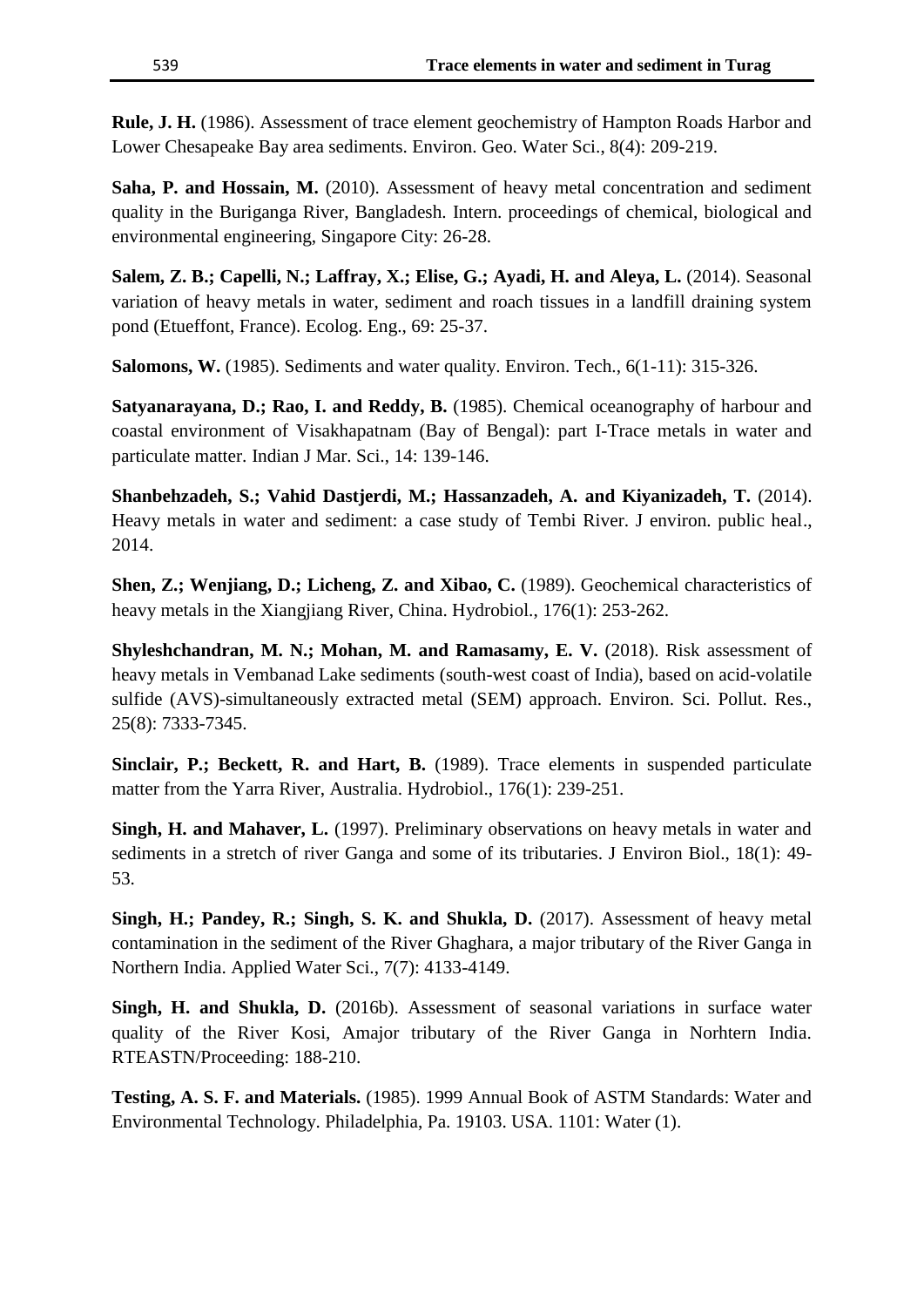**Rule, J. H.** (1986). Assessment of trace element geochemistry of Hampton Roads Harbor and Lower Chesapeake Bay area sediments. Environ. Geo. Water Sci., 8(4): 209-219.

**Saha, P. and Hossain, M.** (2010). Assessment of heavy metal concentration and sediment quality in the Buriganga River, Bangladesh. Intern. proceedings of chemical, biological and environmental engineering, Singapore City: 26-28.

**Salem, Z. B.; Capelli, N.; Laffray, X.; Elise, G.; Ayadi, H. and Aleya, L.** (2014). Seasonal variation of heavy metals in water, sediment and roach tissues in a landfill draining system pond (Etueffont, France). Ecolog. Eng., 69: 25-37.

**Salomons, W.** (1985). Sediments and water quality. Environ. Tech., 6(1-11): 315-326.

**Satyanarayana, D.; Rao, I. and Reddy, B.** (1985). Chemical oceanography of harbour and coastal environment of Visakhapatnam (Bay of Bengal): part I-Trace metals in water and particulate matter. Indian J Mar. Sci., 14: 139-146.

**Shanbehzadeh, S.; Vahid Dastjerdi, M.; Hassanzadeh, A. and Kiyanizadeh, T.** (2014). Heavy metals in water and sediment: a case study of Tembi River. J environ. public heal., 2014.

**Shen, Z.; Wenjiang, D.; Licheng, Z. and Xibao, C.** (1989). Geochemical characteristics of heavy metals in the Xiangjiang River, China. Hydrobiol., 176(1): 253-262.

**Shyleshchandran, M. N.; Mohan, M. and Ramasamy, E. V.** (2018). Risk assessment of heavy metals in Vembanad Lake sediments (south-west coast of India), based on acid-volatile sulfide (AVS)-simultaneously extracted metal (SEM) approach. Environ. Sci. Pollut. Res., 25(8): 7333-7345.

**Sinclair, P.; Beckett, R. and Hart, B.** (1989). Trace elements in suspended particulate matter from the Yarra River, Australia. Hydrobiol., 176(1): 239-251.

**Singh, H. and Mahaver, L.** (1997). Preliminary observations on heavy metals in water and sediments in a stretch of river Ganga and some of its tributaries. J Environ Biol., 18(1): 49-53.

**Singh, H.; Pandey, R.; Singh, S. K. and Shukla, D.** (2017). Assessment of heavy metal contamination in the sediment of the River Ghaghara, a major tributary of the River Ganga in Northern India. Applied Water Sci., 7(7): 4133-4149.

**Singh, H. and Shukla, D.** (2016b). Assessment of seasonal variations in surface water quality of the River Kosi, Amajor tributary of the River Ganga in Norhtern India. RTEASTN/Proceeding: 188-210.

**Testing, A. S. F. and Materials.** (1985). 1999 Annual Book of ASTM Standards: Water and Environmental Technology. Philadelphia, Pa. 19103. USA. 1101: Water (1).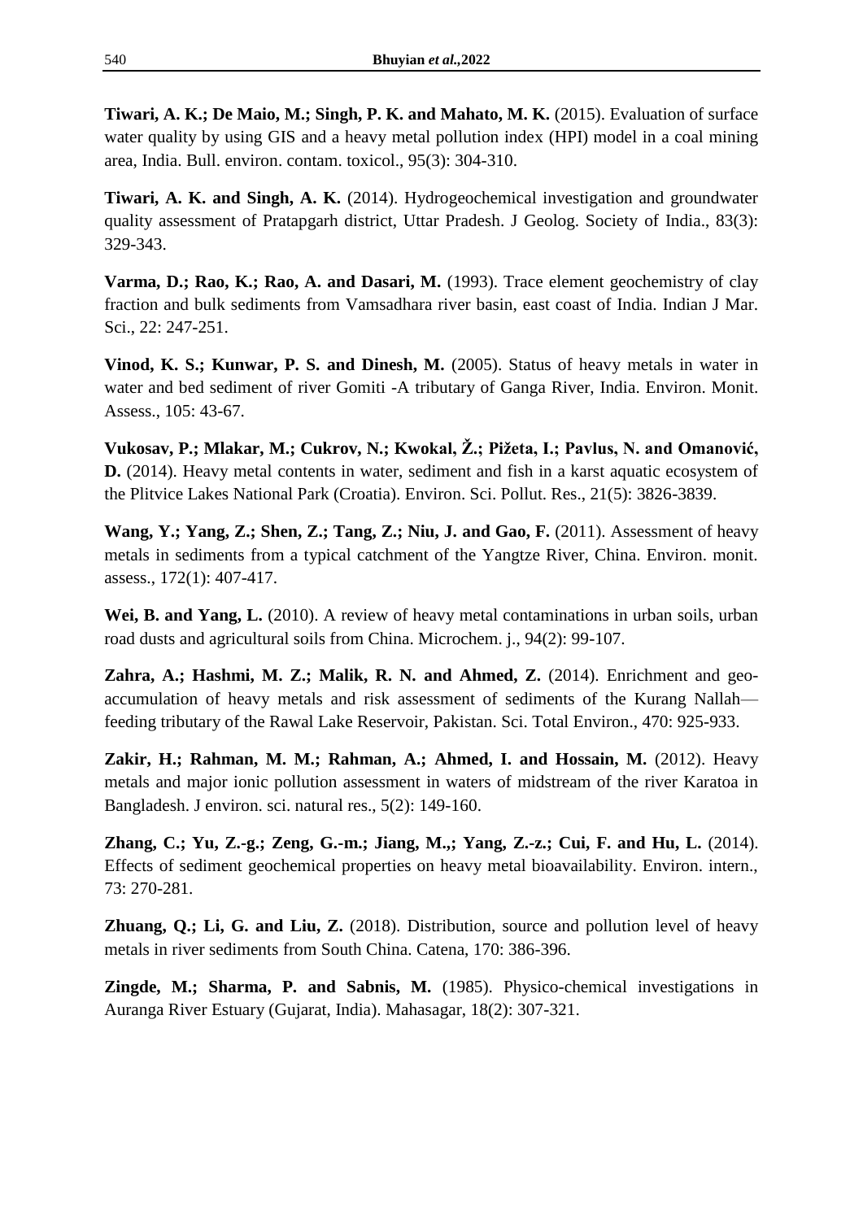**Tiwari, A. K.; De Maio, M.; Singh, P. K. and Mahato, M. K.** (2015). Evaluation of surface water quality by using GIS and a heavy metal pollution index (HPI) model in a coal mining area, India. Bull. environ. contam. toxicol., 95(3): 304-310.

**Tiwari, A. K. and Singh, A. K.** (2014). Hydrogeochemical investigation and groundwater quality assessment of Pratapgarh district, Uttar Pradesh. J Geolog. Society of India., 83(3): 329-343.

**Varma, D.; Rao, K.; Rao, A. and Dasari, M.** (1993). Trace element geochemistry of clay fraction and bulk sediments from Vamsadhara river basin, east coast of India. Indian J Mar. Sci., 22: 247-251.

**Vinod, K. S.; Kunwar, P. S. and Dinesh, M.** (2005). Status of heavy metals in water in water and bed sediment of river Gomiti -A tributary of Ganga River, India. Environ. Monit. Assess., 105: 43-67.

**Vukosav, P.; Mlakar, M.; Cukrov, N.; Kwokal, Ž.; Pižeta, I.; Pavlus, N. and Omanović, D.** (2014). Heavy metal contents in water, sediment and fish in a karst aquatic ecosystem of the Plitvice Lakes National Park (Croatia). Environ. Sci. Pollut. Res., 21(5): 3826-3839.

**Wang, Y.; Yang, Z.; Shen, Z.; Tang, Z.; Niu, J. and Gao, F.** (2011). Assessment of heavy metals in sediments from a typical catchment of the Yangtze River, China. Environ. monit. assess., 172(1): 407-417.

**Wei, B. and Yang, L.** (2010). A review of heavy metal contaminations in urban soils, urban road dusts and agricultural soils from China. Microchem. j., 94(2): 99-107.

**Zahra, A.; Hashmi, M. Z.; Malik, R. N. and Ahmed, Z.** (2014). Enrichment and geo-accumulation of heavy metals and risk assessment of sediments of the Kurang Nallah—feeding tributary of the Rawal Lake Reservoir, Pakistan. Sci. Total Environ., 470: 925-933.

**Zakir, H.; Rahman, M. M.; Rahman, A.; Ahmed, I. and Hossain, M.** (2012). Heavy metals and major ionic pollution assessment in waters of midstream of the river Karatoa in Bangladesh. J environ. sci. natural res., 5(2): 149-160.

**Zhang, C.; Yu, Z.-g.; Zeng, G.-m.; Jiang, M.,; Yang, Z.-z.; Cui, F. and Hu, L.** (2014). Effects of sediment geochemical properties on heavy metal bioavailability. Environ. intern., 73: 270-281.

**Zhuang, Q.; Li, G. and Liu, Z.** (2018). Distribution, source and pollution level of heavy metals in river sediments from South China. Catena, 170: 386-396.

**Zingde, M.; Sharma, P. and Sabnis, M.** (1985). Physico-chemical investigations in Auranga River Estuary (Gujarat, India). Mahasagar, 18(2): 307-321.